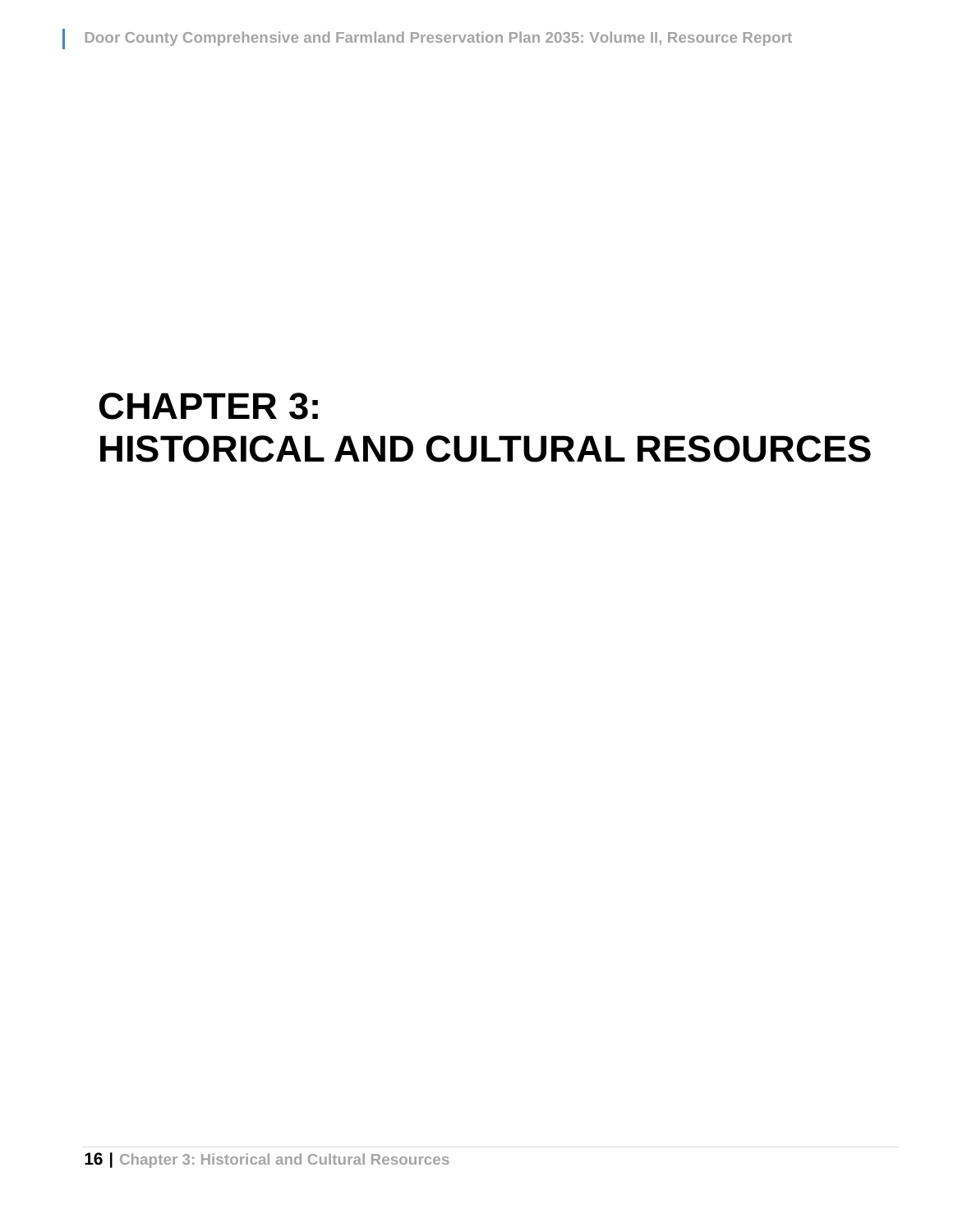# CHAPTER 3: HISTORICAL AND CULTURAL RESOURCES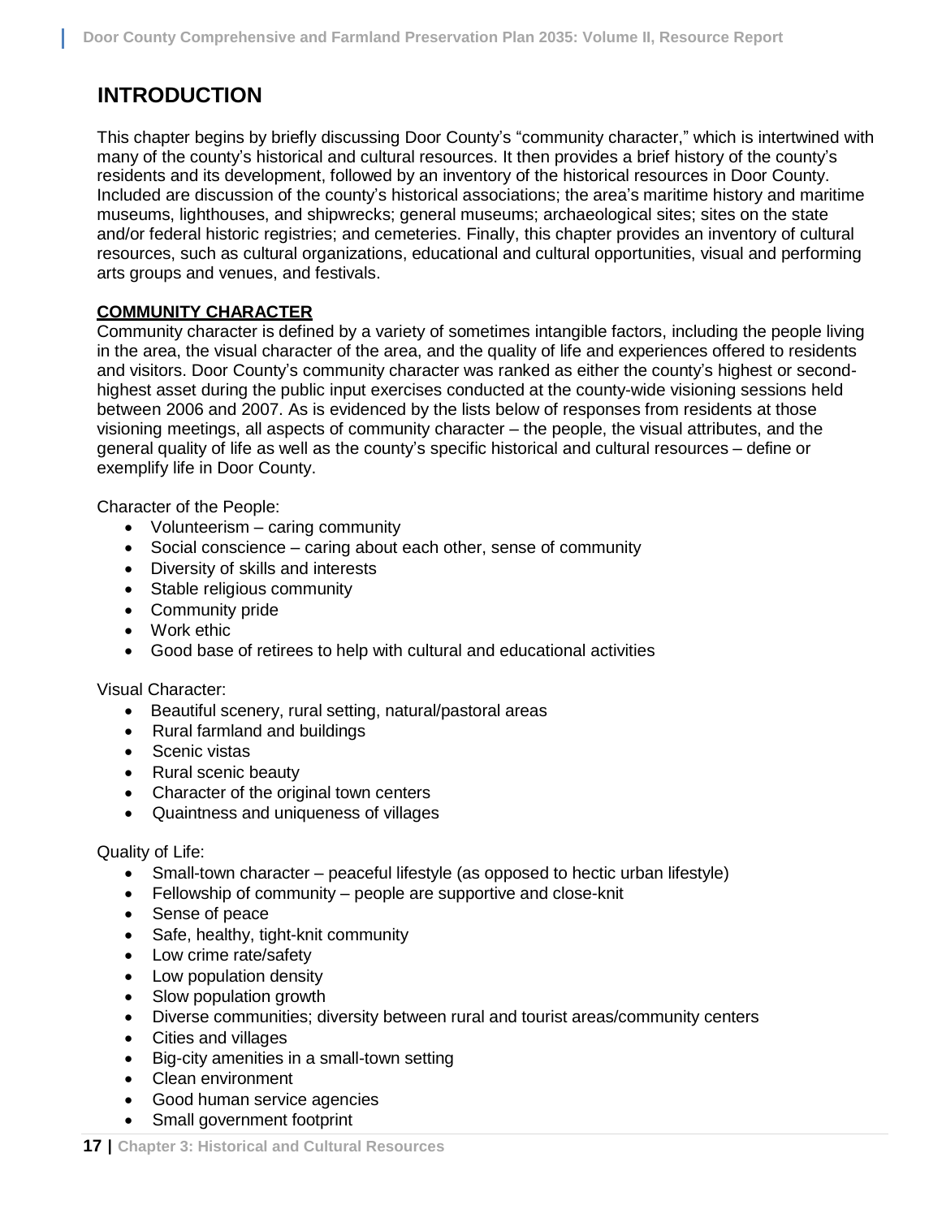# INTRODUCTION

This chapter begins by briefly discussing Door County's "community character," which is intertwined with many of the county's historical and cultural resources. It then provides a brief history of the county's residents and its development, followed by an inventory of the historical resources in Door County. Included are discussion of the county's historical associations; the area's maritime history and maritime museums, lighthouses, and shipwrecks; general museums; archaeological sites; sites on the state and/or federal historic registries; and cemeteries. Finally, this chapter provides an inventory of cultural resources, such as cultural organizations, educational and cultural opportunities, visual and performing arts groups and venues, and festivals.

## COMMUNITY CHARACTER

Community character is defined by a variety of sometimes intangible factors, including the people living in the area, the visual character of the area, and the quality of life and experiences offered to residents and visitors. Door County's community character was ranked as either the county's highest or second-highest asset during the public input exercises conducted at the county-wide visioning sessions held between 2006 and 2007. As is evidenced by the lists below of responses from residents at those visioning meetings, all aspects of community character – the people, the visual attributes, and the general quality of life as well as the county's specific historical and cultural resources – define or exemplify life in Door County.

Character of the People:

- Volunteerism – caring community
- Social conscience – caring about each other, sense of community
- Diversity of skills and interests
- Stable religious community
- Community pride
- Work ethic
- Good base of retirees to help with cultural and educational activities

Visual Character:

- Beautiful scenery, rural setting, natural/pastoral areas
- Rural farmland and buildings
- Scenic vistas
- Rural scenic beauty
- Character of the original town centers
- Quaintness and uniqueness of villages

Quality of Life:

- Small-town character – peaceful lifestyle (as opposed to hectic urban lifestyle)
- Fellowship of community – people are supportive and close-knit
- Sense of peace
- Safe, healthy, tight-knit community
- Low crime rate/safety
- Low population density
- Slow population growth
- Diverse communities; diversity between rural and tourist areas/community centers
- Cities and villages
- Big-city amenities in a small-town setting
- Clean environment
- Good human service agencies
- Small government footprint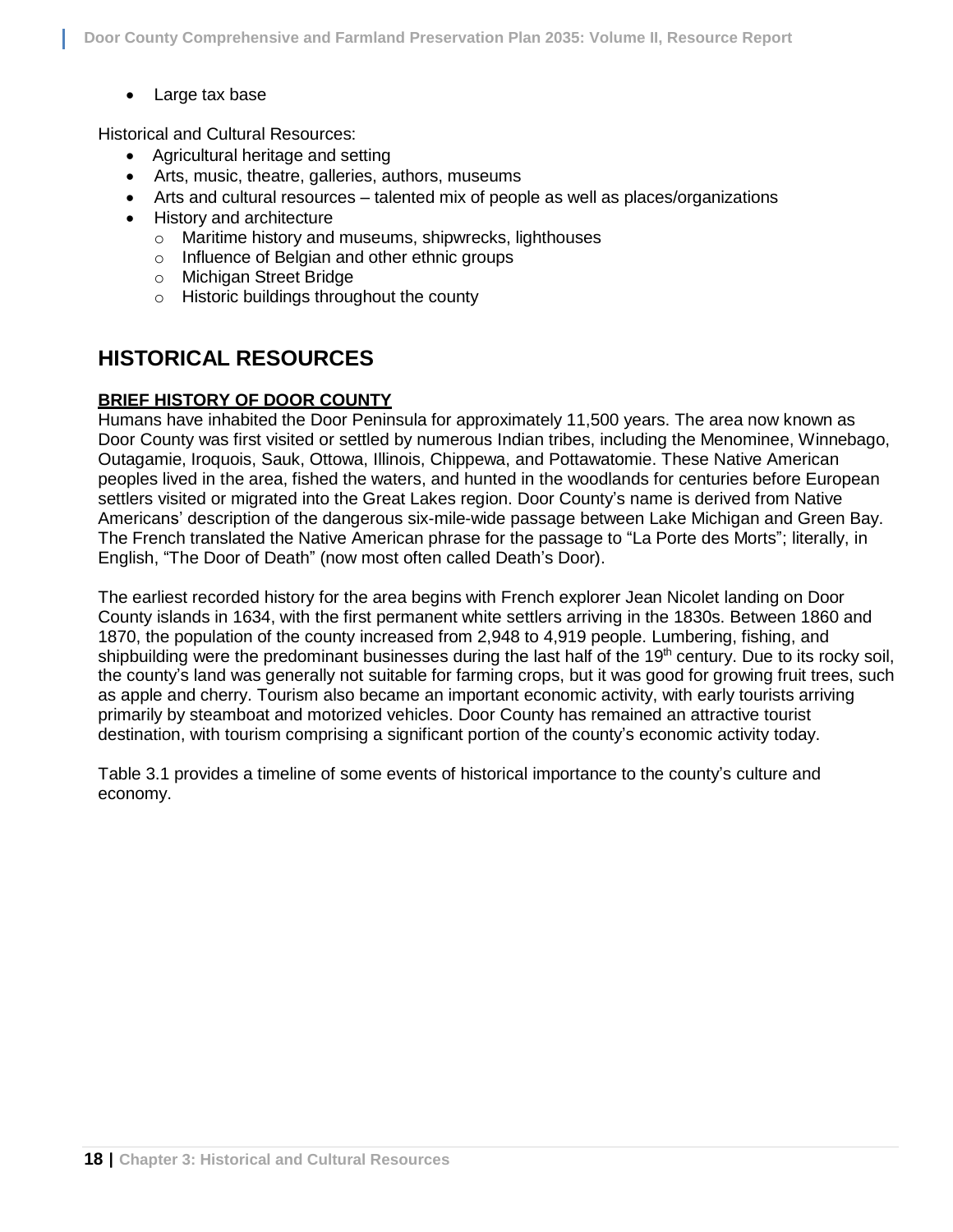- Large tax base

Historical and Cultural Resources:

- Agricultural heritage and setting
- Arts, music, theatre, galleries, authors, museums
- Arts and cultural resources – talented mix of people as well as places/organizations
- History and architecture
  - Maritime history and museums, shipwrecks, lighthouses
  - Influence of Belgian and other ethnic groups
  - Michigan Street Bridge
  - Historic buildings throughout the county

## HISTORICAL RESOURCES

### BRIEF HISTORY OF DOOR COUNTY

Humans have inhabited the Door Peninsula for approximately 11,500 years. The area now known as Door County was first visited or settled by numerous Indian tribes, including the Menominee, Winnebago, Outagamie, Iroquois, Sauk, Ottowa, Illinois, Chippewa, and Pottawatomie. These Native American peoples lived in the area, fished the waters, and hunted in the woodlands for centuries before European settlers visited or migrated into the Great Lakes region. Door County's name is derived from Native Americans' description of the dangerous six-mile-wide passage between Lake Michigan and Green Bay. The French translated the Native American phrase for the passage to "La Porte des Morts"; literally, in English, "The Door of Death" (now most often called Death's Door).

The earliest recorded history for the area begins with French explorer Jean Nicolet landing on Door County islands in 1634, with the first permanent white settlers arriving in the 1830s. Between 1860 and 1870, the population of the county increased from 2,948 to 4,919 people. Lumbering, fishing, and shipbuilding were the predominant businesses during the last half of the 19th century. Due to its rocky soil, the county's land was generally not suitable for farming crops, but it was good for growing fruit trees, such as apple and cherry. Tourism also became an important economic activity, with early tourists arriving primarily by steamboat and motorized vehicles. Door County has remained an attractive tourist destination, with tourism comprising a significant portion of the county's economic activity today.

Table 3.1 provides a timeline of some events of historical importance to the county's culture and economy.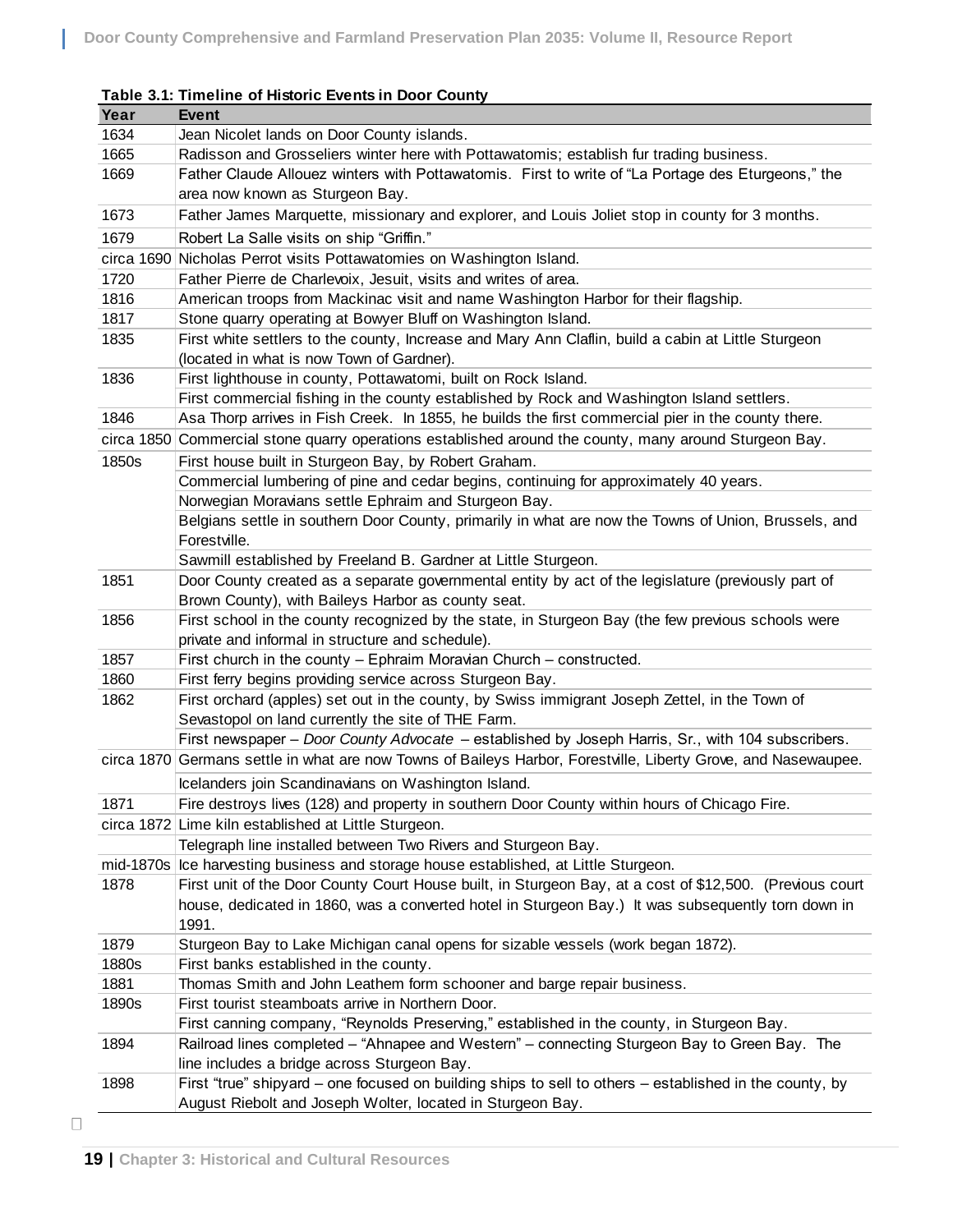**Table 3.1: Timeline of Historic Events in Door County**

| Year | Event |
|---|---|
| 1634 | Jean Nicolet lands on Door County islands. |
| 1665 | Radisson and Grosseliers winter here with Pottawatomis; establish fur trading business. |
| 1669 | Father Claude Allouez winters with Pottawatomis. First to write of "La Portage des Eturgeons," the area now known as Sturgeon Bay. |
| 1673 | Father James Marquette, missionary and explorer, and Louis Joliet stop in county for 3 months. |
| 1679 | Robert La Salle visits on ship "Griffin." |
| circa 1690 | Nicholas Perrot visits Pottawatomies on Washington Island. |
| 1720 | Father Pierre de Charlevoix, Jesuit, visits and writes of area. |
| 1816 | American troops from Mackinac visit and name Washington Harbor for their flagship. |
| 1817 | Stone quarry operating at Bowyer Bluff on Washington Island. |
| 1835 | First white settlers to the county, Increase and Mary Ann Claflin, build a cabin at Little Sturgeon (located in what is now Town of Gardner). |
| 1836 | First lighthouse in county, Pottawatomi, built on Rock Island. |
| | First commercial fishing in the county established by Rock and Washington Island settlers. |
| 1846 | Asa Thorp arrives in Fish Creek. In 1855, he builds the first commercial pier in the county there. |
| circa 1850 | Commercial stone quarry operations established around the county, many around Sturgeon Bay. |
| 1850s | First house built in Sturgeon Bay, by Robert Graham. |
| | Commercial lumbering of pine and cedar begins, continuing for approximately 40 years. |
| | Norwegian Moravians settle Ephraim and Sturgeon Bay. |
| | Belgians settle in southern Door County, primarily in what are now the Towns of Union, Brussels, and Forestville. |
| | Sawmill established by Freeland B. Gardner at Little Sturgeon. |
| 1851 | Door County created as a separate governmental entity by act of the legislature (previously part of Brown County), with Baileys Harbor as county seat. |
| 1856 | First school in the county recognized by the state, in Sturgeon Bay (the few previous schools were private and informal in structure and schedule). |
| 1857 | First church in the county – Ephraim Moravian Church – constructed. |
| 1860 | First ferry begins providing service across Sturgeon Bay. |
| 1862 | First orchard (apples) set out in the county, by Swiss immigrant Joseph Zettel, in the Town of Sevastopol on land currently the site of THE Farm. |
| | First newspaper – *Door County Advocate* – established by Joseph Harris, Sr., with 104 subscribers. |
| circa 1870 | Germans settle in what are now Towns of Baileys Harbor, Forestville, Liberty Grove, and Nasewaupee. |
| | Icelanders join Scandinavians on Washington Island. |
| 1871 | Fire destroys lives (128) and property in southern Door County within hours of Chicago Fire. |
| circa 1872 | Lime kiln established at Little Sturgeon. |
| | Telegraph line installed between Two Rivers and Sturgeon Bay. |
| mid-1870s | Ice harvesting business and storage house established, at Little Sturgeon. |
| 1878 | First unit of the Door County Court House built, in Sturgeon Bay, at a cost of $12,500. (Previous court house, dedicated in 1860, was a converted hotel in Sturgeon Bay.) It was subsequently torn down in 1991. |
| 1879 | Sturgeon Bay to Lake Michigan canal opens for sizable vessels (work began 1872). |
| 1880s | First banks established in the county. |
| 1881 | Thomas Smith and John Leathem form schooner and barge repair business. |
| 1890s | First tourist steamboats arrive in Northern Door. |
| | First canning company, "Reynolds Preserving," established in the county, in Sturgeon Bay. |
| 1894 | Railroad lines completed – "Ahnapee and Western" – connecting Sturgeon Bay to Green Bay. The line includes a bridge across Sturgeon Bay. |
| 1898 | First "true" shipyard – one focused on building ships to sell to others – established in the county, by August Riebolt and Joseph Wolter, located in Sturgeon Bay. |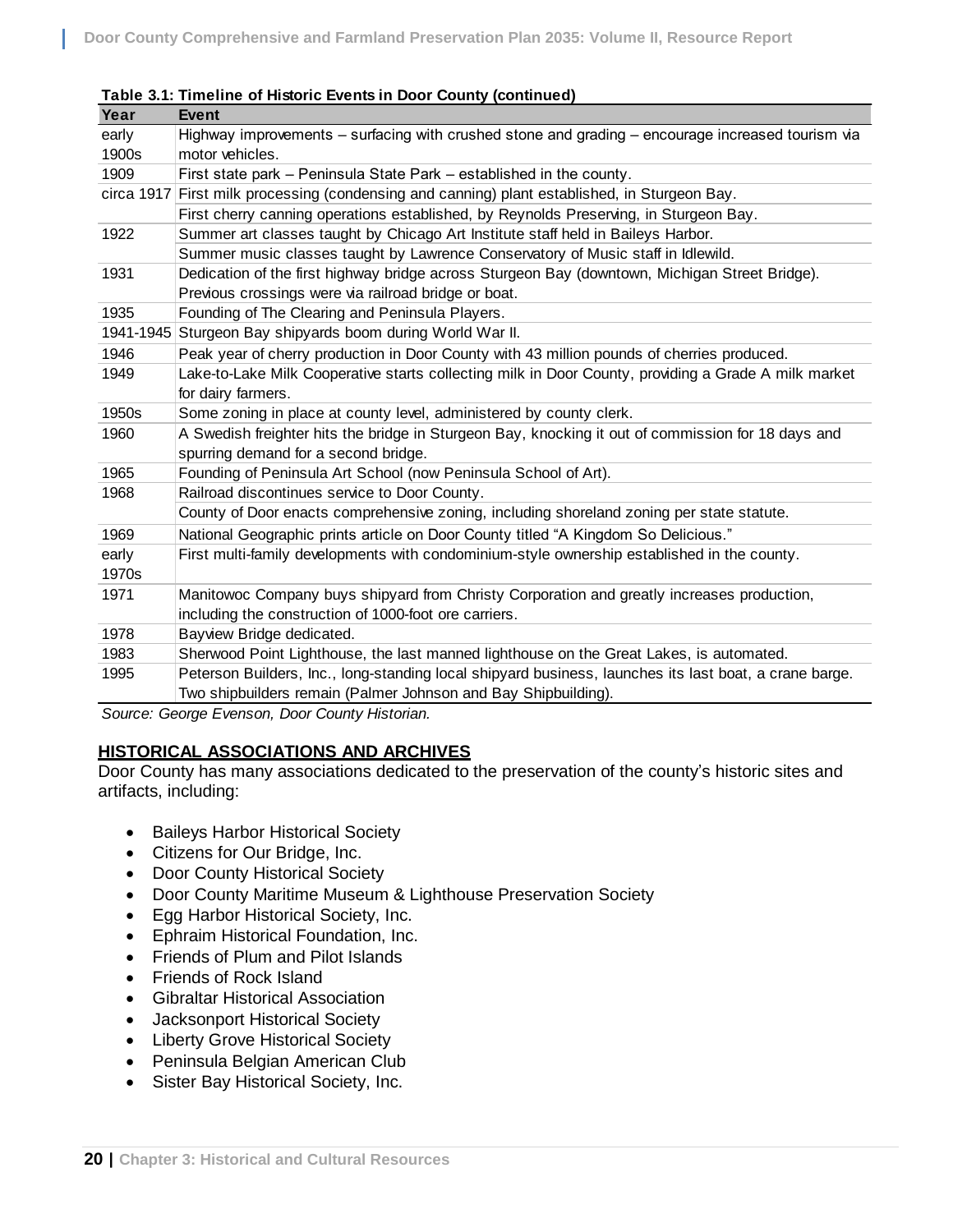**Table 3.1: Timeline of Historic Events in Door County (continued)**

| Year | Event |
|---|---|
| early 1900s | Highway improvements – surfacing with crushed stone and grading – encourage increased tourism via motor vehicles. |
| 1909 | First state park – Peninsula State Park – established in the county. |
| circa 1917 | First milk processing (condensing and canning) plant established, in Sturgeon Bay. |
| | First cherry canning operations established, by Reynolds Preserving, in Sturgeon Bay. |
| 1922 | Summer art classes taught by Chicago Art Institute staff held in Baileys Harbor. |
| | Summer music classes taught by Lawrence Conservatory of Music staff in Idlewild. |
| 1931 | Dedication of the first highway bridge across Sturgeon Bay (downtown, Michigan Street Bridge). Previous crossings were via railroad bridge or boat. |
| 1935 | Founding of The Clearing and Peninsula Players. |
| 1941-1945 | Sturgeon Bay shipyards boom during World War II. |
| 1946 | Peak year of cherry production in Door County with 43 million pounds of cherries produced. |
| 1949 | Lake-to-Lake Milk Cooperative starts collecting milk in Door County, providing a Grade A milk market for dairy farmers. |
| 1950s | Some zoning in place at county level, administered by county clerk. |
| 1960 | A Swedish freighter hits the bridge in Sturgeon Bay, knocking it out of commission for 18 days and spurring demand for a second bridge. |
| 1965 | Founding of Peninsula Art School (now Peninsula School of Art). |
| 1968 | Railroad discontinues service to Door County. |
| | County of Door enacts comprehensive zoning, including shoreland zoning per state statute. |
| 1969 | National Geographic prints article on Door County titled "A Kingdom So Delicious." |
| early 1970s | First multi-family developments with condominium-style ownership established in the county. |
| 1971 | Manitowoc Company buys shipyard from Christy Corporation and greatly increases production, including the construction of 1000-foot ore carriers. |
| 1978 | Bayview Bridge dedicated. |
| 1983 | Sherwood Point Lighthouse, the last manned lighthouse on the Great Lakes, is automated. |
| 1995 | Peterson Builders, Inc., long-standing local shipyard business, launches its last boat, a crane barge. Two shipbuilders remain (Palmer Johnson and Bay Shipbuilding). |

*Source: George Evenson, Door County Historian.*

## HISTORICAL ASSOCIATIONS AND ARCHIVES

Door County has many associations dedicated to the preservation of the county's historic sites and artifacts, including:

- Baileys Harbor Historical Society
- Citizens for Our Bridge, Inc.
- Door County Historical Society
- Door County Maritime Museum & Lighthouse Preservation Society
- Egg Harbor Historical Society, Inc.
- Ephraim Historical Foundation, Inc.
- Friends of Plum and Pilot Islands
- Friends of Rock Island
- Gibraltar Historical Association
- Jacksonport Historical Society
- Liberty Grove Historical Society
- Peninsula Belgian American Club
- Sister Bay Historical Society, Inc.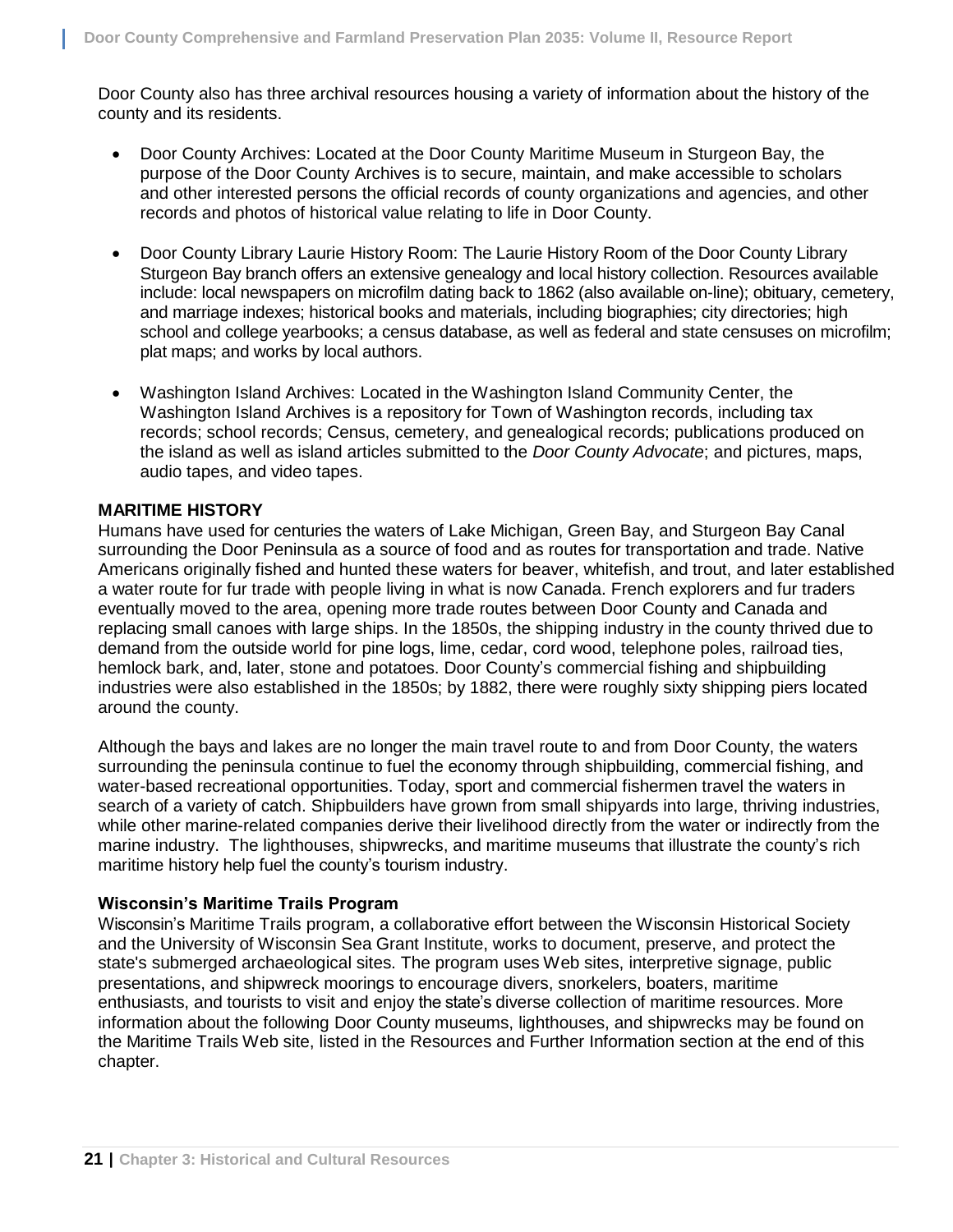Door County also has three archival resources housing a variety of information about the history of the county and its residents.

- Door County Archives: Located at the Door County Maritime Museum in Sturgeon Bay, the purpose of the Door County Archives is to secure, maintain, and make accessible to scholars and other interested persons the official records of county organizations and agencies, and other records and photos of historical value relating to life in Door County.

- Door County Library Laurie History Room: The Laurie History Room of the Door County Library Sturgeon Bay branch offers an extensive genealogy and local history collection. Resources available include: local newspapers on microfilm dating back to 1862 (also available on-line); obituary, cemetery, and marriage indexes; historical books and materials, including biographies; city directories; high school and college yearbooks; a census database, as well as federal and state censuses on microfilm; plat maps; and works by local authors.

- Washington Island Archives: Located in the Washington Island Community Center, the Washington Island Archives is a repository for Town of Washington records, including tax records; school records; Census, cemetery, and genealogical records; publications produced on the island as well as island articles submitted to the *Door County Advocate*; and pictures, maps, audio tapes, and video tapes.

## MARITIME HISTORY

Humans have used for centuries the waters of Lake Michigan, Green Bay, and Sturgeon Bay Canal surrounding the Door Peninsula as a source of food and as routes for transportation and trade. Native Americans originally fished and hunted these waters for beaver, whitefish, and trout, and later established a water route for fur trade with people living in what is now Canada. French explorers and fur traders eventually moved to the area, opening more trade routes between Door County and Canada and replacing small canoes with large ships. In the 1850s, the shipping industry in the county thrived due to demand from the outside world for pine logs, lime, cedar, cord wood, telephone poles, railroad ties, hemlock bark, and, later, stone and potatoes. Door County's commercial fishing and shipbuilding industries were also established in the 1850s; by 1882, there were roughly sixty shipping piers located around the county.

Although the bays and lakes are no longer the main travel route to and from Door County, the waters surrounding the peninsula continue to fuel the economy through shipbuilding, commercial fishing, and water-based recreational opportunities. Today, sport and commercial fishermen travel the waters in search of a variety of catch. Shipbuilders have grown from small shipyards into large, thriving industries, while other marine-related companies derive their livelihood directly from the water or indirectly from the marine industry. The lighthouses, shipwrecks, and maritime museums that illustrate the county's rich maritime history help fuel the county's tourism industry.

### Wisconsin's Maritime Trails Program

Wisconsin's Maritime Trails program, a collaborative effort between the Wisconsin Historical Society and the University of Wisconsin Sea Grant Institute, works to document, preserve, and protect the state's submerged archaeological sites. The program uses Web sites, interpretive signage, public presentations, and shipwreck moorings to encourage divers, snorkelers, boaters, maritime enthusiasts, and tourists to visit and enjoy the state's diverse collection of maritime resources. More information about the following Door County museums, lighthouses, and shipwrecks may be found on the Maritime Trails Web site, listed in the Resources and Further Information section at the end of this chapter.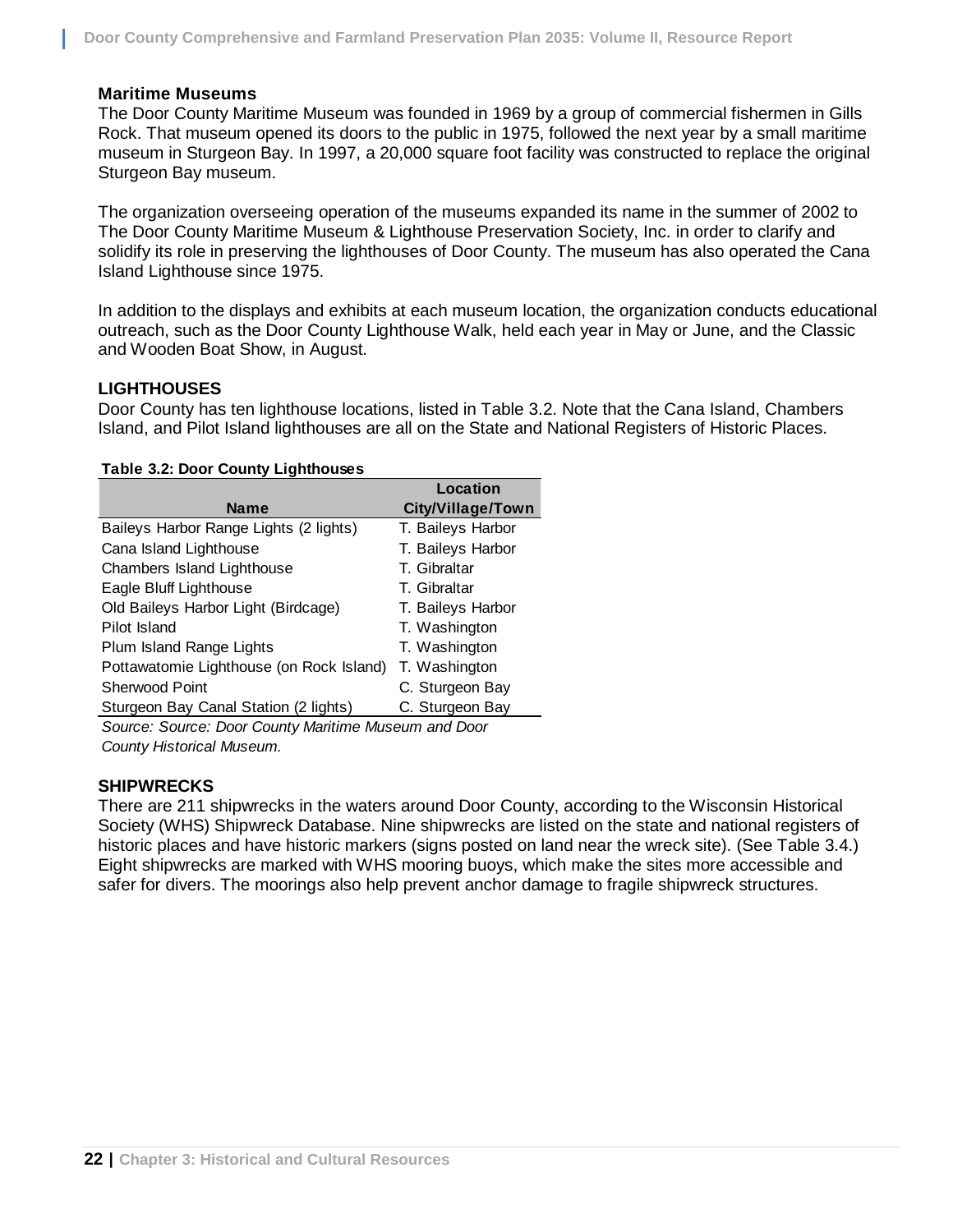### Maritime Museums

The Door County Maritime Museum was founded in 1969 by a group of commercial fishermen in Gills Rock. That museum opened its doors to the public in 1975, followed the next year by a small maritime museum in Sturgeon Bay. In 1997, a 20,000 square foot facility was constructed to replace the original Sturgeon Bay museum.

The organization overseeing operation of the museums expanded its name in the summer of 2002 to The Door County Maritime Museum & Lighthouse Preservation Society, Inc. in order to clarify and solidify its role in preserving the lighthouses of Door County. The museum has also operated the Cana Island Lighthouse since 1975.

In addition to the displays and exhibits at each museum location, the organization conducts educational outreach, such as the Door County Lighthouse Walk, held each year in May or June, and the Classic and Wooden Boat Show, in August.

## LIGHTHOUSES

Door County has ten lighthouse locations, listed in Table 3.2. Note that the Cana Island, Chambers Island, and Pilot Island lighthouses are all on the State and National Registers of Historic Places.

**Table 3.2: Door County Lighthouses**

| Name | Location City/Village/Town |
|---|---|
| Baileys Harbor Range Lights (2 lights) | T. Baileys Harbor |
| Cana Island Lighthouse | T. Baileys Harbor |
| Chambers Island Lighthouse | T. Gibraltar |
| Eagle Bluff Lighthouse | T. Gibraltar |
| Old Baileys Harbor Light (Birdcage) | T. Baileys Harbor |
| Pilot Island | T. Washington |
| Plum Island Range Lights | T. Washington |
| Pottawatomie Lighthouse (on Rock Island) | T. Washington |
| Sherwood Point | C. Sturgeon Bay |
| Sturgeon Bay Canal Station (2 lights) | C. Sturgeon Bay |

*Source: Source: Door County Maritime Museum and Door County Historical Museum.*

## SHIPWRECKS

There are 211 shipwrecks in the waters around Door County, according to the Wisconsin Historical Society (WHS) Shipwreck Database. Nine shipwrecks are listed on the state and national registers of historic places and have historic markers (signs posted on land near the wreck site). (See Table 3.4.) Eight shipwrecks are marked with WHS mooring buoys, which make the sites more accessible and safer for divers. The moorings also help prevent anchor damage to fragile shipwreck structures.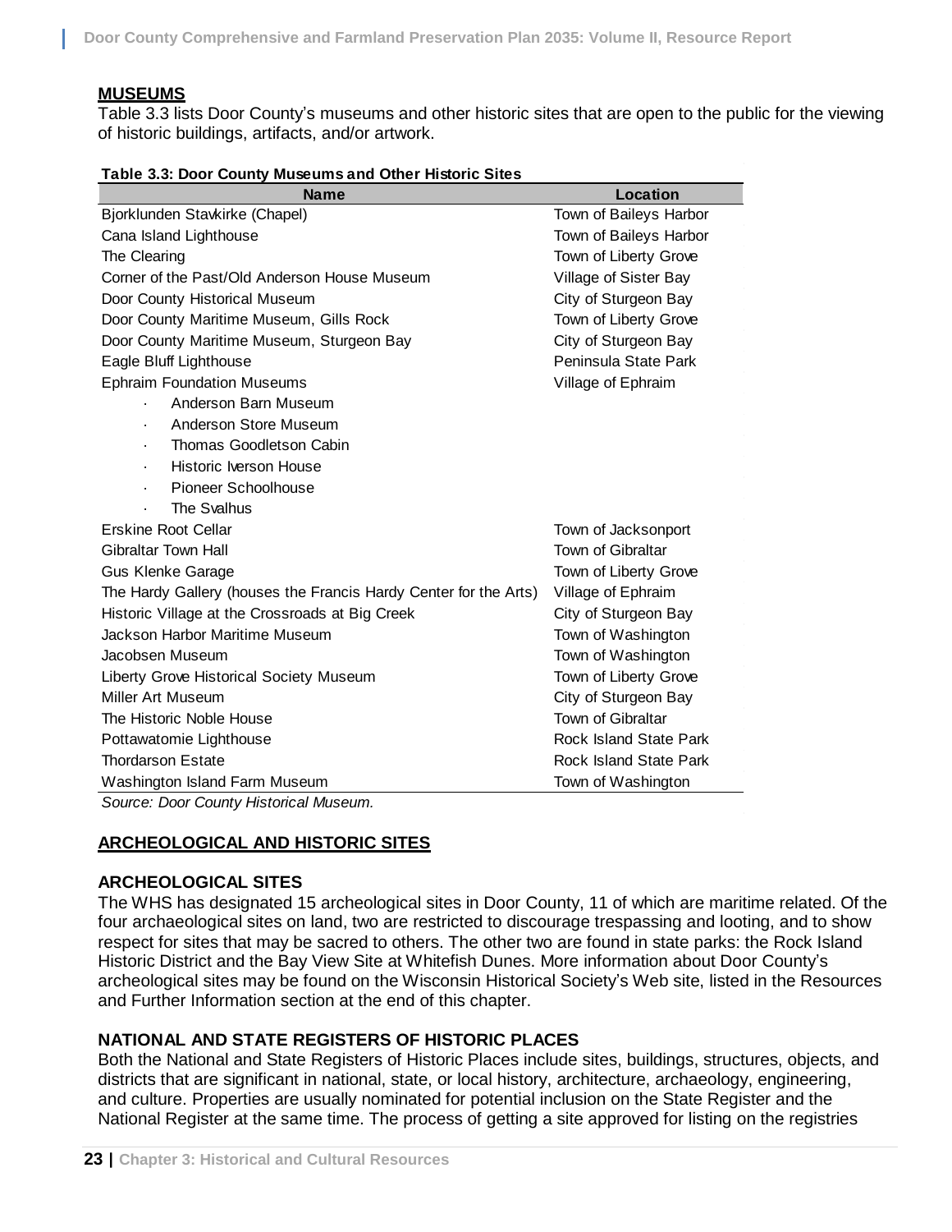## MUSEUMS

Table 3.3 lists Door County's museums and other historic sites that are open to the public for the viewing of historic buildings, artifacts, and/or artwork.

**Table 3.3: Door County Museums and Other Historic Sites**

| Name | Location |
|---|---|
| Bjorklunden Stavkirke (Chapel) | Town of Baileys Harbor |
| Cana Island Lighthouse | Town of Baileys Harbor |
| The Clearing | Town of Liberty Grove |
| Corner of the Past/Old Anderson House Museum | Village of Sister Bay |
| Door County Historical Museum | City of Sturgeon Bay |
| Door County Maritime Museum, Gills Rock | Town of Liberty Grove |
| Door County Maritime Museum, Sturgeon Bay | City of Sturgeon Bay |
| Eagle Bluff Lighthouse | Peninsula State Park |
| Ephraim Foundation Museums | Village of Ephraim |
| · Anderson Barn Museum | |
| · Anderson Store Museum | |
| · Thomas Goodletson Cabin | |
| · Historic Iverson House | |
| · Pioneer Schoolhouse | |
| · The Svalhus | |
| Erskine Root Cellar | Town of Jacksonport |
| Gibraltar Town Hall | Town of Gibraltar |
| Gus Klenke Garage | Town of Liberty Grove |
| The Hardy Gallery (houses the Francis Hardy Center for the Arts) | Village of Ephraim |
| Historic Village at the Crossroads at Big Creek | City of Sturgeon Bay |
| Jackson Harbor Maritime Museum | Town of Washington |
| Jacobsen Museum | Town of Washington |
| Liberty Grove Historical Society Museum | Town of Liberty Grove |
| Miller Art Museum | City of Sturgeon Bay |
| The Historic Noble House | Town of Gibraltar |
| Pottawatomie Lighthouse | Rock Island State Park |
| Thordarson Estate | Rock Island State Park |
| Washington Island Farm Museum | Town of Washington |

*Source: Door County Historical Museum.*

## ARCHEOLOGICAL AND HISTORIC SITES

### ARCHEOLOGICAL SITES

The WHS has designated 15 archeological sites in Door County, 11 of which are maritime related. Of the four archaeological sites on land, two are restricted to discourage trespassing and looting, and to show respect for sites that may be sacred to others. The other two are found in state parks: the Rock Island Historic District and the Bay View Site at Whitefish Dunes. More information about Door County's archeological sites may be found on the Wisconsin Historical Society's Web site, listed in the Resources and Further Information section at the end of this chapter.

### NATIONAL AND STATE REGISTERS OF HISTORIC PLACES

Both the National and State Registers of Historic Places include sites, buildings, structures, objects, and districts that are significant in national, state, or local history, architecture, archaeology, engineering, and culture. Properties are usually nominated for potential inclusion on the State Register and the National Register at the same time. The process of getting a site approved for listing on the registries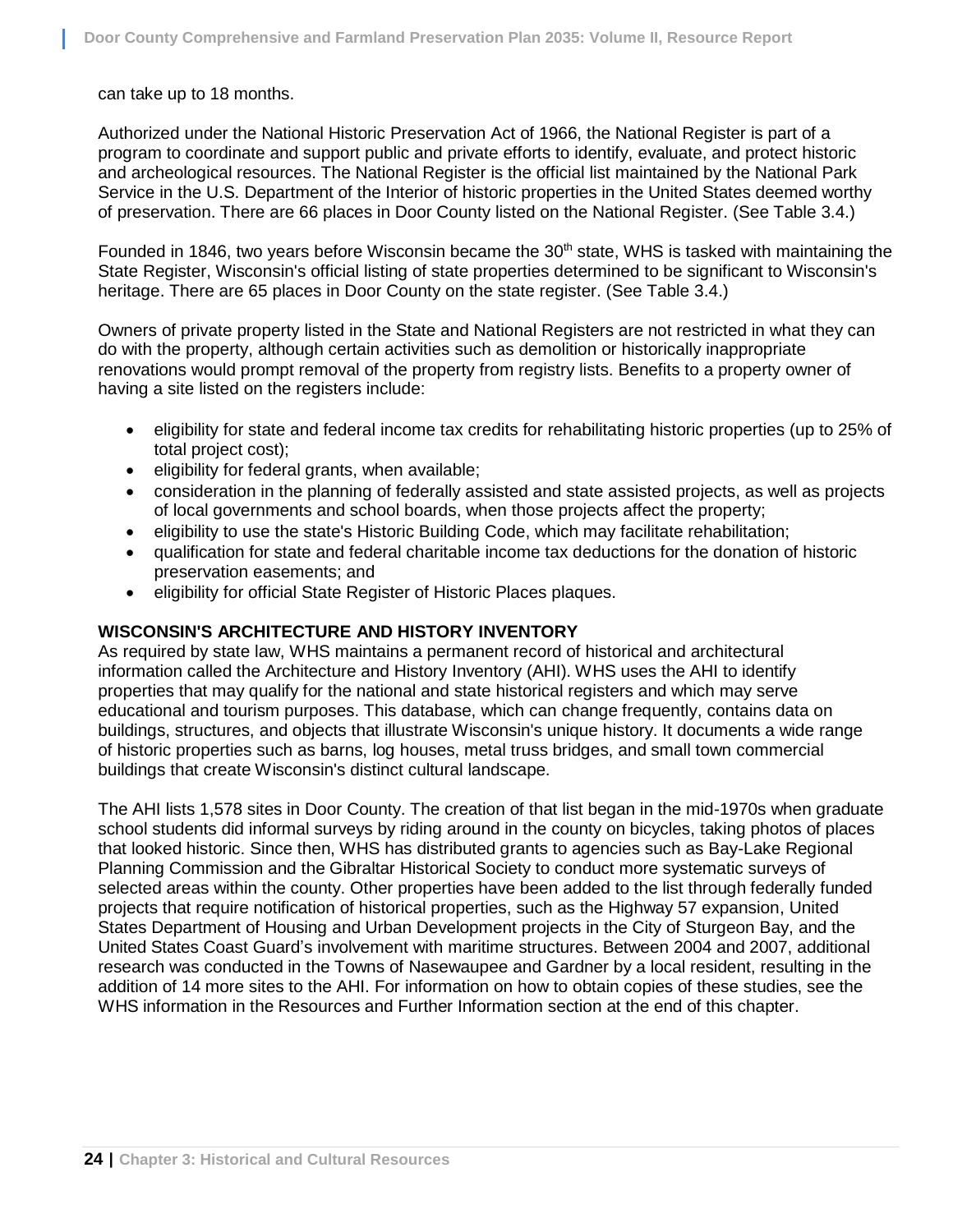can take up to 18 months.

Authorized under the National Historic Preservation Act of 1966, the National Register is part of a program to coordinate and support public and private efforts to identify, evaluate, and protect historic and archeological resources. The National Register is the official list maintained by the National Park Service in the U.S. Department of the Interior of historic properties in the United States deemed worthy of preservation. There are 66 places in Door County listed on the National Register. (See Table 3.4.)

Founded in 1846, two years before Wisconsin became the 30th state, WHS is tasked with maintaining the State Register, Wisconsin's official listing of state properties determined to be significant to Wisconsin's heritage. There are 65 places in Door County on the state register. (See Table 3.4.)

Owners of private property listed in the State and National Registers are not restricted in what they can do with the property, although certain activities such as demolition or historically inappropriate renovations would prompt removal of the property from registry lists. Benefits to a property owner of having a site listed on the registers include:

- eligibility for state and federal income tax credits for rehabilitating historic properties (up to 25% of total project cost);
- eligibility for federal grants, when available;
- consideration in the planning of federally assisted and state assisted projects, as well as projects of local governments and school boards, when those projects affect the property;
- eligibility to use the state's Historic Building Code, which may facilitate rehabilitation;
- qualification for state and federal charitable income tax deductions for the donation of historic preservation easements; and
- eligibility for official State Register of Historic Places plaques.

**WISCONSIN'S ARCHITECTURE AND HISTORY INVENTORY**

As required by state law, WHS maintains a permanent record of historical and architectural information called the Architecture and History Inventory (AHI). WHS uses the AHI to identify properties that may qualify for the national and state historical registers and which may serve educational and tourism purposes. This database, which can change frequently, contains data on buildings, structures, and objects that illustrate Wisconsin's unique history. It documents a wide range of historic properties such as barns, log houses, metal truss bridges, and small town commercial buildings that create Wisconsin's distinct cultural landscape.

The AHI lists 1,578 sites in Door County. The creation of that list began in the mid-1970s when graduate school students did informal surveys by riding around in the county on bicycles, taking photos of places that looked historic. Since then, WHS has distributed grants to agencies such as Bay-Lake Regional Planning Commission and the Gibraltar Historical Society to conduct more systematic surveys of selected areas within the county. Other properties have been added to the list through federally funded projects that require notification of historical properties, such as the Highway 57 expansion, United States Department of Housing and Urban Development projects in the City of Sturgeon Bay, and the United States Coast Guard's involvement with maritime structures. Between 2004 and 2007, additional research was conducted in the Towns of Nasewaupee and Gardner by a local resident, resulting in the addition of 14 more sites to the AHI. For information on how to obtain copies of these studies, see the WHS information in the Resources and Further Information section at the end of this chapter.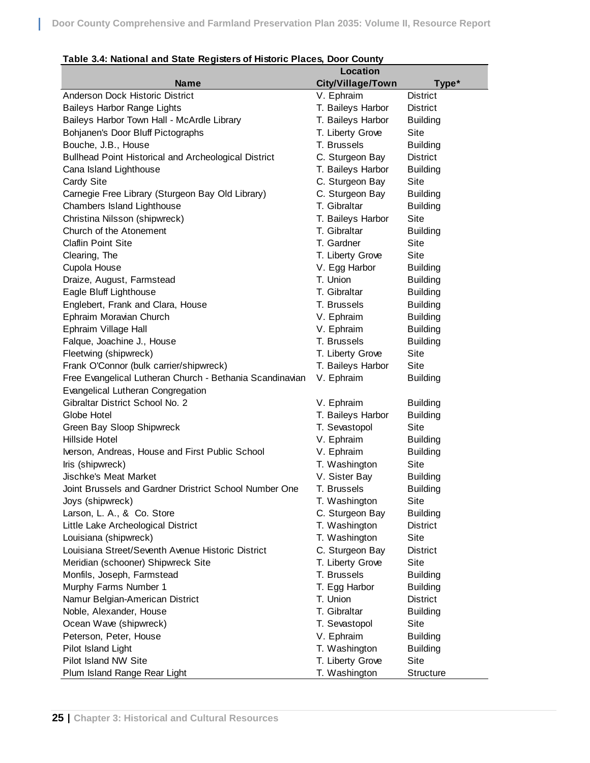**Table 3.4: National and State Registers of Historic Places, Door County**

| Name | Location City/Village/Town | Type* |
|---|---|---|
| Anderson Dock Historic District | V. Ephraim | District |
| Baileys Harbor Range Lights | T. Baileys Harbor | District |
| Baileys Harbor Town Hall - McArdle Library | T. Baileys Harbor | Building |
| Bohjanen's Door Bluff Pictographs | T. Liberty Grove | Site |
| Bouche, J.B., House | T. Brussels | Building |
| Bullhead Point Historical and Archeological District | C. Sturgeon Bay | District |
| Cana Island Lighthouse | T. Baileys Harbor | Building |
| Cardy Site | C. Sturgeon Bay | Site |
| Carnegie Free Library (Sturgeon Bay Old Library) | C. Sturgeon Bay | Building |
| Chambers Island Lighthouse | T. Gibraltar | Building |
| Christina Nilsson (shipwreck) | T. Baileys Harbor | Site |
| Church of the Atonement | T. Gibraltar | Building |
| Claflin Point Site | T. Gardner | Site |
| Clearing, The | T. Liberty Grove | Site |
| Cupola House | V. Egg Harbor | Building |
| Draize, August, Farmstead | T. Union | Building |
| Eagle Bluff Lighthouse | T. Gibraltar | Building |
| Englebert, Frank and Clara, House | T. Brussels | Building |
| Ephraim Moravian Church | V. Ephraim | Building |
| Ephraim Village Hall | V. Ephraim | Building |
| Falque, Joachine J., House | T. Brussels | Building |
| Fleetwing (shipwreck) | T. Liberty Grove | Site |
| Frank O'Connor (bulk carrier/shipwreck) | T. Baileys Harbor | Site |
| Free Evangelical Lutheran Church - Bethania Scandinavian Evangelical Lutheran Congregation | V. Ephraim | Building |
| Gibraltar District School No. 2 | V. Ephraim | Building |
| Globe Hotel | T. Baileys Harbor | Building |
| Green Bay Sloop Shipwreck | T. Sevastopol | Site |
| Hillside Hotel | V. Ephraim | Building |
| Iverson, Andreas, House and First Public School | V. Ephraim | Building |
| Iris (shipwreck) | T. Washington | Site |
| Jischke's Meat Market | V. Sister Bay | Building |
| Joint Brussels and Gardner Drictrict School Number One | T. Brussels | Building |
| Joys (shipwreck) | T. Washington | Site |
| Larson, L. A., & Co. Store | C. Sturgeon Bay | Building |
| Little Lake Archeological District | T. Washington | District |
| Louisiana (shipwreck) | T. Washington | Site |
| Louisiana Street/Seventh Avenue Historic District | C. Sturgeon Bay | District |
| Meridian (schooner) Shipwreck Site | T. Liberty Grove | Site |
| Monfils, Joseph, Farmstead | T. Brussels | Building |
| Murphy Farms Number 1 | T. Egg Harbor | Building |
| Namur Belgian-American District | T. Union | District |
| Noble, Alexander, House | T. Gibraltar | Building |
| Ocean Wave (shipwreck) | T. Sevastopol | Site |
| Peterson, Peter, House | V. Ephraim | Building |
| Pilot Island Light | T. Washington | Building |
| Pilot Island NW Site | T. Liberty Grove | Site |
| Plum Island Range Rear Light | T. Washington | Structure |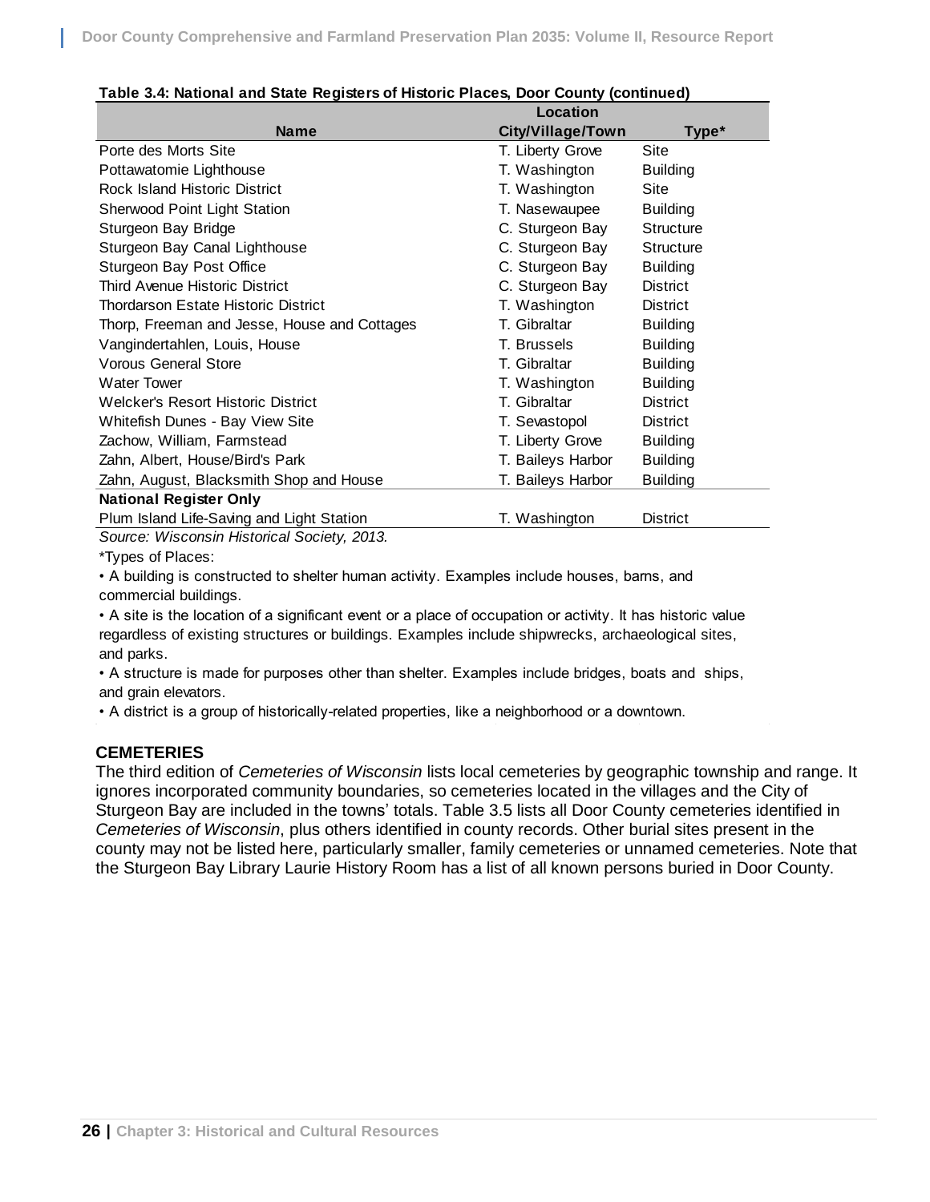**Table 3.4: National and State Registers of Historic Places, Door County (continued)**

| Name | Location City/Village/Town | Type* |
|---|---|---|
| Porte des Morts Site | T. Liberty Grove | Site |
| Pottawatomie Lighthouse | T. Washington | Building |
| Rock Island Historic District | T. Washington | Site |
| Sherwood Point Light Station | T. Nasewaupee | Building |
| Sturgeon Bay Bridge | C. Sturgeon Bay | Structure |
| Sturgeon Bay Canal Lighthouse | C. Sturgeon Bay | Structure |
| Sturgeon Bay Post Office | C. Sturgeon Bay | Building |
| Third Avenue Historic District | C. Sturgeon Bay | District |
| Thordarson Estate Historic District | T. Washington | District |
| Thorp, Freeman and Jesse, House and Cottages | T. Gibraltar | Building |
| Vangindertahlen, Louis, House | T. Brussels | Building |
| Vorous General Store | T. Gibraltar | Building |
| Water Tower | T. Washington | Building |
| Welcker's Resort Historic District | T. Gibraltar | District |
| Whitefish Dunes - Bay View Site | T. Sevastopol | District |
| Zachow, William, Farmstead | T. Liberty Grove | Building |
| Zahn, Albert, House/Bird's Park | T. Baileys Harbor | Building |
| Zahn, August, Blacksmith Shop and House | T. Baileys Harbor | Building |
| **National Register Only** | | |
| Plum Island Life-Saving and Light Station | T. Washington | District |

*Source: Wisconsin Historical Society, 2013.*

*Types of Places:

- A building is constructed to shelter human activity. Examples include houses, barns, and commercial buildings.
- A site is the location of a significant event or a place of occupation or activity. It has historic value regardless of existing structures or buildings. Examples include shipwrecks, archaeological sites, and parks.
- A structure is made for purposes other than shelter. Examples include bridges, boats and ships, and grain elevators.
- A district is a group of historically-related properties, like a neighborhood or a downtown.

## CEMETERIES

The third edition of *Cemeteries of Wisconsin* lists local cemeteries by geographic township and range. It ignores incorporated community boundaries, so cemeteries located in the villages and the City of Sturgeon Bay are included in the towns' totals. Table 3.5 lists all Door County cemeteries identified in *Cemeteries of Wisconsin*, plus others identified in county records. Other burial sites present in the county may not be listed here, particularly smaller, family cemeteries or unnamed cemeteries. Note that the Sturgeon Bay Library Laurie History Room has a list of all known persons buried in Door County.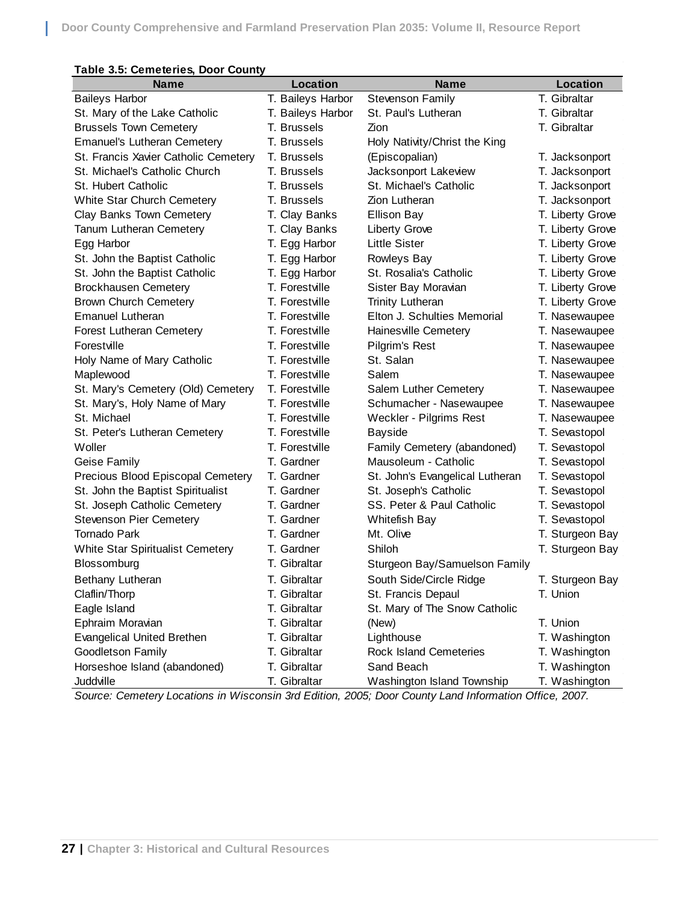**Table 3.5: Cemeteries, Door County**

| Name | Location | Name | Location |
|---|---|---|---|
| Baileys Harbor | T. Baileys Harbor | Stevenson Family | T. Gibraltar |
| St. Mary of the Lake Catholic | T. Baileys Harbor | St. Paul's Lutheran | T. Gibraltar |
| Brussels Town Cemetery | T. Brussels | Zion | T. Gibraltar |
| Emanuel's Lutheran Cemetery | T. Brussels | Holy Nativity/Christ the King (Episcopalian) | T. Jacksonport |
| St. Francis Xavier Catholic Cemetery | T. Brussels | | |
| St. Michael's Catholic Church | T. Brussels | Jacksonport Lakeview | T. Jacksonport |
| St. Hubert Catholic | T. Brussels | St. Michael's Catholic | T. Jacksonport |
| White Star Church Cemetery | T. Brussels | Zion Lutheran | T. Jacksonport |
| Clay Banks Town Cemetery | T. Clay Banks | Ellison Bay | T. Liberty Grove |
| Tanum Lutheran Cemetery | T. Clay Banks | Liberty Grove | T. Liberty Grove |
| Egg Harbor | T. Egg Harbor | Little Sister | T. Liberty Grove |
| St. John the Baptist Catholic | T. Egg Harbor | Rowleys Bay | T. Liberty Grove |
| St. John the Baptist Catholic | T. Egg Harbor | St. Rosalia's Catholic | T. Liberty Grove |
| Brockhausen Cemetery | T. Forestville | Sister Bay Moravian | T. Liberty Grove |
| Brown Church Cemetery | T. Forestville | Trinity Lutheran | T. Liberty Grove |
| Emanuel Lutheran | T. Forestville | Elton J. Schulties Memorial | T. Nasewaupee |
| Forest Lutheran Cemetery | T. Forestville | Hainesville Cemetery | T. Nasewaupee |
| Forestville | T. Forestville | Pilgrim's Rest | T. Nasewaupee |
| Holy Name of Mary Catholic | T. Forestville | St. Salan | T. Nasewaupee |
| Maplewood | T. Forestville | Salem | T. Nasewaupee |
| St. Mary's Cemetery (Old) Cemetery | T. Forestville | Salem Luther Cemetery | T. Nasewaupee |
| St. Mary's, Holy Name of Mary | T. Forestville | Schumacher - Nasewaupee | T. Nasewaupee |
| St. Michael | T. Forestville | Weckler - Pilgrims Rest | T. Nasewaupee |
| St. Peter's Lutheran Cemetery | T. Forestville | Bayside | T. Sevastopol |
| Woller | T. Forestville | Family Cemetery (abandoned) | T. Sevastopol |
| Geise Family | T. Gardner | Mausoleum - Catholic | T. Sevastopol |
| Precious Blood Episcopal Cemetery | T. Gardner | St. John's Evangelical Lutheran | T. Sevastopol |
| St. John the Baptist Spiritualist | T. Gardner | St. Joseph's Catholic | T. Sevastopol |
| St. Joseph Catholic Cemetery | T. Gardner | SS. Peter & Paul Catholic | T. Sevastopol |
| Stevenson Pier Cemetery | T. Gardner | Whitefish Bay | T. Sevastopol |
| Tornado Park | T. Gardner | Mt. Olive | T. Sturgeon Bay |
| White Star Spiritualist Cemetery | T. Gardner | Shiloh | T. Sturgeon Bay |
| Blossomburg | T. Gibraltar | Sturgeon Bay/Samuelson Family | |
| Bethany Lutheran | T. Gibraltar | South Side/Circle Ridge | T. Sturgeon Bay |
| Claflin/Thorp | T. Gibraltar | St. Francis Depaul | T. Union |
| Eagle Island | T. Gibraltar | St. Mary of The Snow Catholic (New) | T. Union |
| Ephraim Moravian | T. Gibraltar | | |
| Evangelical United Brethen | T. Gibraltar | Lighthouse | T. Washington |
| Goodletson Family | T. Gibraltar | Rock Island Cemeteries | T. Washington |
| Horseshoe Island (abandoned) | T. Gibraltar | Sand Beach | T. Washington |
| Juddville | T. Gibraltar | Washington Island Township | T. Washington |

*Source: Cemetery Locations in Wisconsin 3rd Edition, 2005; Door County Land Information Office, 2007.*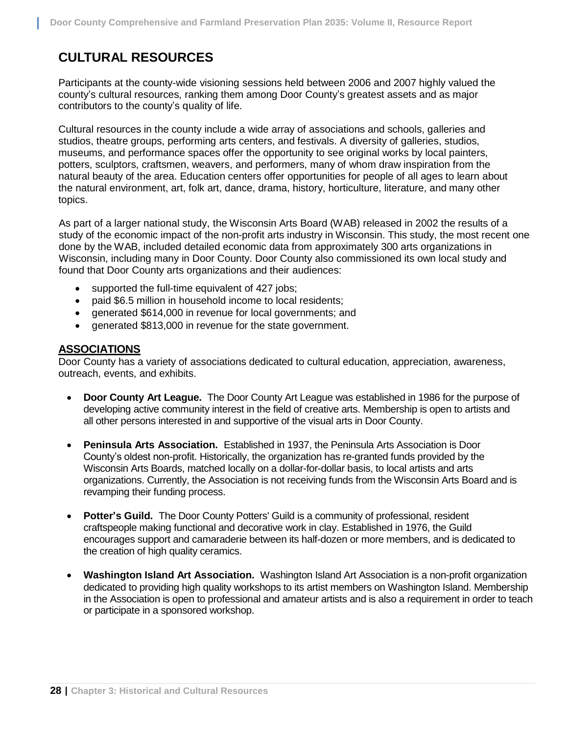# CULTURAL RESOURCES

Participants at the county-wide visioning sessions held between 2006 and 2007 highly valued the county's cultural resources, ranking them among Door County's greatest assets and as major contributors to the county's quality of life.

Cultural resources in the county include a wide array of associations and schools, galleries and studios, theatre groups, performing arts centers, and festivals. A diversity of galleries, studios, museums, and performance spaces offer the opportunity to see original works by local painters, potters, sculptors, craftsmen, weavers, and performers, many of whom draw inspiration from the natural beauty of the area. Education centers offer opportunities for people of all ages to learn about the natural environment, art, folk art, dance, drama, history, horticulture, literature, and many other topics.

As part of a larger national study, the Wisconsin Arts Board (WAB) released in 2002 the results of a study of the economic impact of the non-profit arts industry in Wisconsin. This study, the most recent one done by the WAB, included detailed economic data from approximately 300 arts organizations in Wisconsin, including many in Door County. Door County also commissioned its own local study and found that Door County arts organizations and their audiences:

- supported the full-time equivalent of 427 jobs;
- paid $6.5 million in household income to local residents;
- generated $614,000 in revenue for local governments; and
- generated $813,000 in revenue for the state government.

## ASSOCIATIONS

Door County has a variety of associations dedicated to cultural education, appreciation, awareness, outreach, events, and exhibits.

- **Door County Art League.** The Door County Art League was established in 1986 for the purpose of developing active community interest in the field of creative arts. Membership is open to artists and all other persons interested in and supportive of the visual arts in Door County.

- **Peninsula Arts Association.** Established in 1937, the Peninsula Arts Association is Door County's oldest non-profit. Historically, the organization has re-granted funds provided by the Wisconsin Arts Boards, matched locally on a dollar-for-dollar basis, to local artists and arts organizations. Currently, the Association is not receiving funds from the Wisconsin Arts Board and is revamping their funding process.

- **Potter's Guild.** The Door County Potters' Guild is a community of professional, resident craftspeople making functional and decorative work in clay. Established in 1976, the Guild encourages support and camaraderie between its half-dozen or more members, and is dedicated to the creation of high quality ceramics.

- **Washington Island Art Association.** Washington Island Art Association is a non-profit organization dedicated to providing high quality workshops to its artist members on Washington Island. Membership in the Association is open to professional and amateur artists and is also a requirement in order to teach or participate in a sponsored workshop.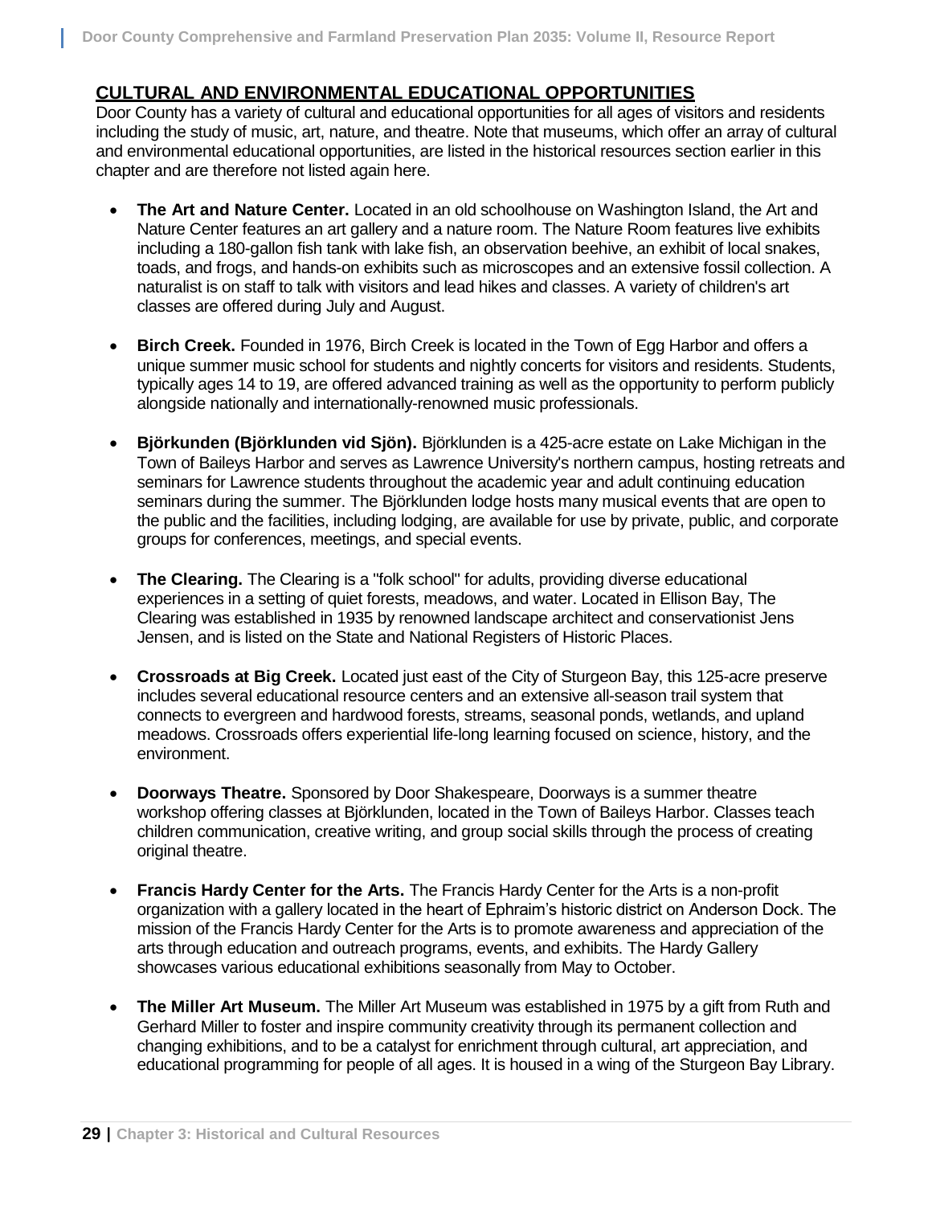## CULTURAL AND ENVIRONMENTAL EDUCATIONAL OPPORTUNITIES

Door County has a variety of cultural and educational opportunities for all ages of visitors and residents including the study of music, art, nature, and theatre. Note that museums, which offer an array of cultural and environmental educational opportunities, are listed in the historical resources section earlier in this chapter and are therefore not listed again here.

- **The Art and Nature Center.** Located in an old schoolhouse on Washington Island, the Art and Nature Center features an art gallery and a nature room. The Nature Room features live exhibits including a 180-gallon fish tank with lake fish, an observation beehive, an exhibit of local snakes, toads, and frogs, and hands-on exhibits such as microscopes and an extensive fossil collection. A naturalist is on staff to talk with visitors and lead hikes and classes. A variety of children's art classes are offered during July and August.

- **Birch Creek.** Founded in 1976, Birch Creek is located in the Town of Egg Harbor and offers a unique summer music school for students and nightly concerts for visitors and residents. Students, typically ages 14 to 19, are offered advanced training as well as the opportunity to perform publicly alongside nationally and internationally-renowned music professionals.

- **Björkunden (Björklunden vid Sjön).** Björklunden is a 425-acre estate on Lake Michigan in the Town of Baileys Harbor and serves as Lawrence University's northern campus, hosting retreats and seminars for Lawrence students throughout the academic year and adult continuing education seminars during the summer. The Björklunden lodge hosts many musical events that are open to the public and the facilities, including lodging, are available for use by private, public, and corporate groups for conferences, meetings, and special events.

- **The Clearing.** The Clearing is a "folk school" for adults, providing diverse educational experiences in a setting of quiet forests, meadows, and water. Located in Ellison Bay, The Clearing was established in 1935 by renowned landscape architect and conservationist Jens Jensen, and is listed on the State and National Registers of Historic Places.

- **Crossroads at Big Creek.** Located just east of the City of Sturgeon Bay, this 125-acre preserve includes several educational resource centers and an extensive all-season trail system that connects to evergreen and hardwood forests, streams, seasonal ponds, wetlands, and upland meadows. Crossroads offers experiential life-long learning focused on science, history, and the environment.

- **Doorways Theatre.** Sponsored by Door Shakespeare, Doorways is a summer theatre workshop offering classes at Björklunden, located in the Town of Baileys Harbor. Classes teach children communication, creative writing, and group social skills through the process of creating original theatre.

- **Francis Hardy Center for the Arts.** The Francis Hardy Center for the Arts is a non-profit organization with a gallery located in the heart of Ephraim's historic district on Anderson Dock. The mission of the Francis Hardy Center for the Arts is to promote awareness and appreciation of the arts through education and outreach programs, events, and exhibits. The Hardy Gallery showcases various educational exhibitions seasonally from May to October.

- **The Miller Art Museum.** The Miller Art Museum was established in 1975 by a gift from Ruth and Gerhard Miller to foster and inspire community creativity through its permanent collection and changing exhibitions, and to be a catalyst for enrichment through cultural, art appreciation, and educational programming for people of all ages. It is housed in a wing of the Sturgeon Bay Library.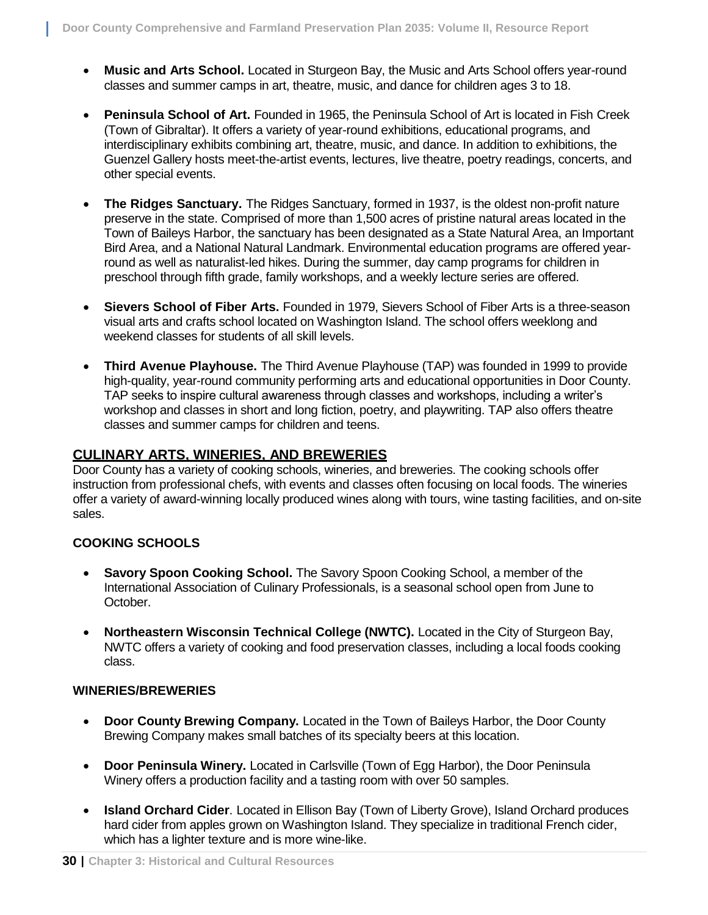- **Music and Arts School.** Located in Sturgeon Bay, the Music and Arts School offers year-round classes and summer camps in art, theatre, music, and dance for children ages 3 to 18.

- **Peninsula School of Art.** Founded in 1965, the Peninsula School of Art is located in Fish Creek (Town of Gibraltar). It offers a variety of year-round exhibitions, educational programs, and interdisciplinary exhibits combining art, theatre, music, and dance. In addition to exhibitions, the Guenzel Gallery hosts meet-the-artist events, lectures, live theatre, poetry readings, concerts, and other special events.

- **The Ridges Sanctuary.** The Ridges Sanctuary, formed in 1937, is the oldest non-profit nature preserve in the state. Comprised of more than 1,500 acres of pristine natural areas located in the Town of Baileys Harbor, the sanctuary has been designated as a State Natural Area, an Important Bird Area, and a National Natural Landmark. Environmental education programs are offered year-round as well as naturalist-led hikes. During the summer, day camp programs for children in preschool through fifth grade, family workshops, and a weekly lecture series are offered.

- **Sievers School of Fiber Arts.** Founded in 1979, Sievers School of Fiber Arts is a three-season visual arts and crafts school located on Washington Island. The school offers weeklong and weekend classes for students of all skill levels.

- **Third Avenue Playhouse.** The Third Avenue Playhouse (TAP) was founded in 1999 to provide high-quality, year-round community performing arts and educational opportunities in Door County. TAP seeks to inspire cultural awareness through classes and workshops, including a writer's workshop and classes in short and long fiction, poetry, and playwriting. TAP also offers theatre classes and summer camps for children and teens.

## CULINARY ARTS, WINERIES, AND BREWERIES

Door County has a variety of cooking schools, wineries, and breweries. The cooking schools offer instruction from professional chefs, with events and classes often focusing on local foods. The wineries offer a variety of award-winning locally produced wines along with tours, wine tasting facilities, and on-site sales.

### COOKING SCHOOLS

- **Savory Spoon Cooking School.** The Savory Spoon Cooking School, a member of the International Association of Culinary Professionals, is a seasonal school open from June to October.

- **Northeastern Wisconsin Technical College (NWTC).** Located in the City of Sturgeon Bay, NWTC offers a variety of cooking and food preservation classes, including a local foods cooking class.

### WINERIES/BREWERIES

- **Door County Brewing Company.** Located in the Town of Baileys Harbor, the Door County Brewing Company makes small batches of its specialty beers at this location.

- **Door Peninsula Winery.** Located in Carlsville (Town of Egg Harbor), the Door Peninsula Winery offers a production facility and a tasting room with over 50 samples.

- **Island Orchard Cider**. Located in Ellison Bay (Town of Liberty Grove), Island Orchard produces hard cider from apples grown on Washington Island. They specialize in traditional French cider, which has a lighter texture and is more wine-like.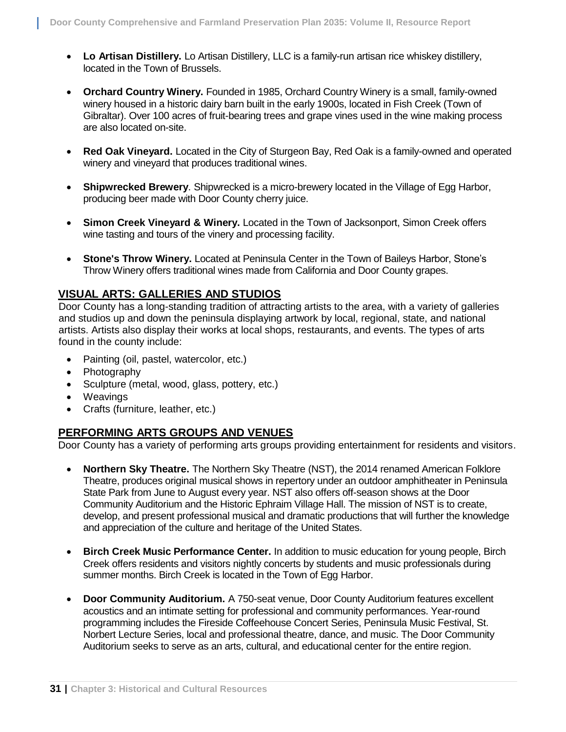- **Lo Artisan Distillery.** Lo Artisan Distillery, LLC is a family-run artisan rice whiskey distillery, located in the Town of Brussels.

- **Orchard Country Winery.** Founded in 1985, Orchard Country Winery is a small, family-owned winery housed in a historic dairy barn built in the early 1900s, located in Fish Creek (Town of Gibraltar). Over 100 acres of fruit-bearing trees and grape vines used in the wine making process are also located on-site.

- **Red Oak Vineyard.** Located in the City of Sturgeon Bay, Red Oak is a family-owned and operated winery and vineyard that produces traditional wines.

- **Shipwrecked Brewery**. Shipwrecked is a micro-brewery located in the Village of Egg Harbor, producing beer made with Door County cherry juice.

- **Simon Creek Vineyard & Winery.** Located in the Town of Jacksonport, Simon Creek offers wine tasting and tours of the vinery and processing facility.

- **Stone's Throw Winery.** Located at Peninsula Center in the Town of Baileys Harbor, Stone's Throw Winery offers traditional wines made from California and Door County grapes.

## VISUAL ARTS: GALLERIES AND STUDIOS

Door County has a long-standing tradition of attracting artists to the area, with a variety of galleries and studios up and down the peninsula displaying artwork by local, regional, state, and national artists. Artists also display their works at local shops, restaurants, and events. The types of arts found in the county include:

- Painting (oil, pastel, watercolor, etc.)
- Photography
- Sculpture (metal, wood, glass, pottery, etc.)
- Weavings
- Crafts (furniture, leather, etc.)

## PERFORMING ARTS GROUPS AND VENUES

Door County has a variety of performing arts groups providing entertainment for residents and visitors.

- **Northern Sky Theatre.** The Northern Sky Theatre (NST), the 2014 renamed American Folklore Theatre, produces original musical shows in repertory under an outdoor amphitheater in Peninsula State Park from June to August every year. NST also offers off-season shows at the Door Community Auditorium and the Historic Ephraim Village Hall. The mission of NST is to create, develop, and present professional musical and dramatic productions that will further the knowledge and appreciation of the culture and heritage of the United States.

- **Birch Creek Music Performance Center.** In addition to music education for young people, Birch Creek offers residents and visitors nightly concerts by students and music professionals during summer months. Birch Creek is located in the Town of Egg Harbor.

- **Door Community Auditorium.** A 750-seat venue, Door County Auditorium features excellent acoustics and an intimate setting for professional and community performances. Year-round programming includes the Fireside Coffeehouse Concert Series, Peninsula Music Festival, St. Norbert Lecture Series, local and professional theatre, dance, and music. The Door Community Auditorium seeks to serve as an arts, cultural, and educational center for the entire region.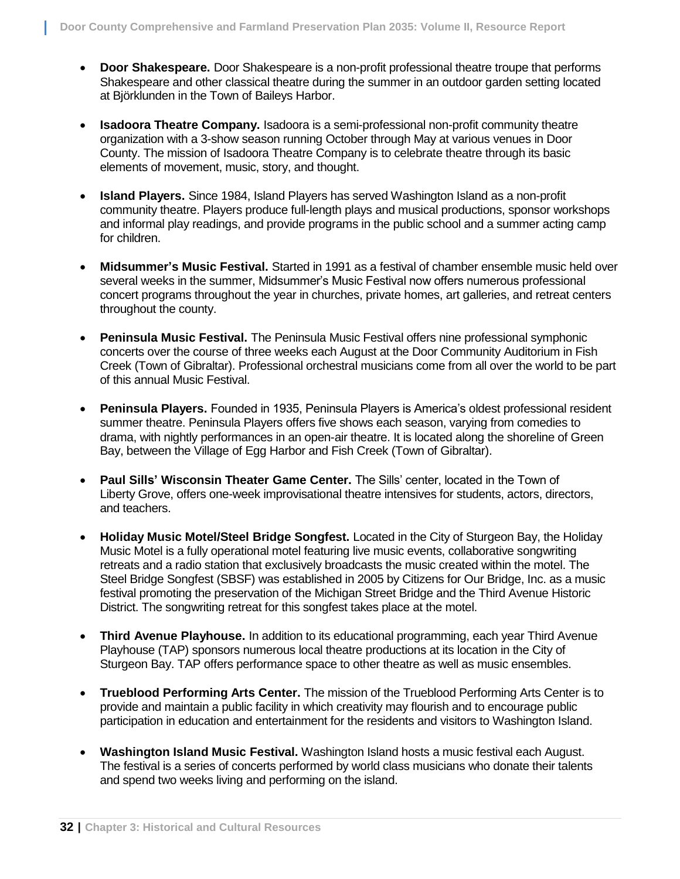- **Door Shakespeare.** Door Shakespeare is a non-profit professional theatre troupe that performs Shakespeare and other classical theatre during the summer in an outdoor garden setting located at Björklunden in the Town of Baileys Harbor.

- **Isadoora Theatre Company.** Isadoora is a semi-professional non-profit community theatre organization with a 3-show season running October through May at various venues in Door County. The mission of Isadoora Theatre Company is to celebrate theatre through its basic elements of movement, music, story, and thought.

- **Island Players.** Since 1984, Island Players has served Washington Island as a non-profit community theatre. Players produce full-length plays and musical productions, sponsor workshops and informal play readings, and provide programs in the public school and a summer acting camp for children.

- **Midsummer's Music Festival.** Started in 1991 as a festival of chamber ensemble music held over several weeks in the summer, Midsummer's Music Festival now offers numerous professional concert programs throughout the year in churches, private homes, art galleries, and retreat centers throughout the county.

- **Peninsula Music Festival.** The Peninsula Music Festival offers nine professional symphonic concerts over the course of three weeks each August at the Door Community Auditorium in Fish Creek (Town of Gibraltar). Professional orchestral musicians come from all over the world to be part of this annual Music Festival.

- **Peninsula Players.** Founded in 1935, Peninsula Players is America's oldest professional resident summer theatre. Peninsula Players offers five shows each season, varying from comedies to drama, with nightly performances in an open-air theatre. It is located along the shoreline of Green Bay, between the Village of Egg Harbor and Fish Creek (Town of Gibraltar).

- **Paul Sills' Wisconsin Theater Game Center.** The Sills' center, located in the Town of Liberty Grove, offers one-week improvisational theatre intensives for students, actors, directors, and teachers.

- **Holiday Music Motel/Steel Bridge Songfest.** Located in the City of Sturgeon Bay, the Holiday Music Motel is a fully operational motel featuring live music events, collaborative songwriting retreats and a radio station that exclusively broadcasts the music created within the motel. The Steel Bridge Songfest (SBSF) was established in 2005 by Citizens for Our Bridge, Inc. as a music festival promoting the preservation of the Michigan Street Bridge and the Third Avenue Historic District. The songwriting retreat for this songfest takes place at the motel.

- **Third Avenue Playhouse.** In addition to its educational programming, each year Third Avenue Playhouse (TAP) sponsors numerous local theatre productions at its location in the City of Sturgeon Bay. TAP offers performance space to other theatre as well as music ensembles.

- **Trueblood Performing Arts Center.** The mission of the Trueblood Performing Arts Center is to provide and maintain a public facility in which creativity may flourish and to encourage public participation in education and entertainment for the residents and visitors to Washington Island.

- **Washington Island Music Festival.** Washington Island hosts a music festival each August. The festival is a series of concerts performed by world class musicians who donate their talents and spend two weeks living and performing on the island.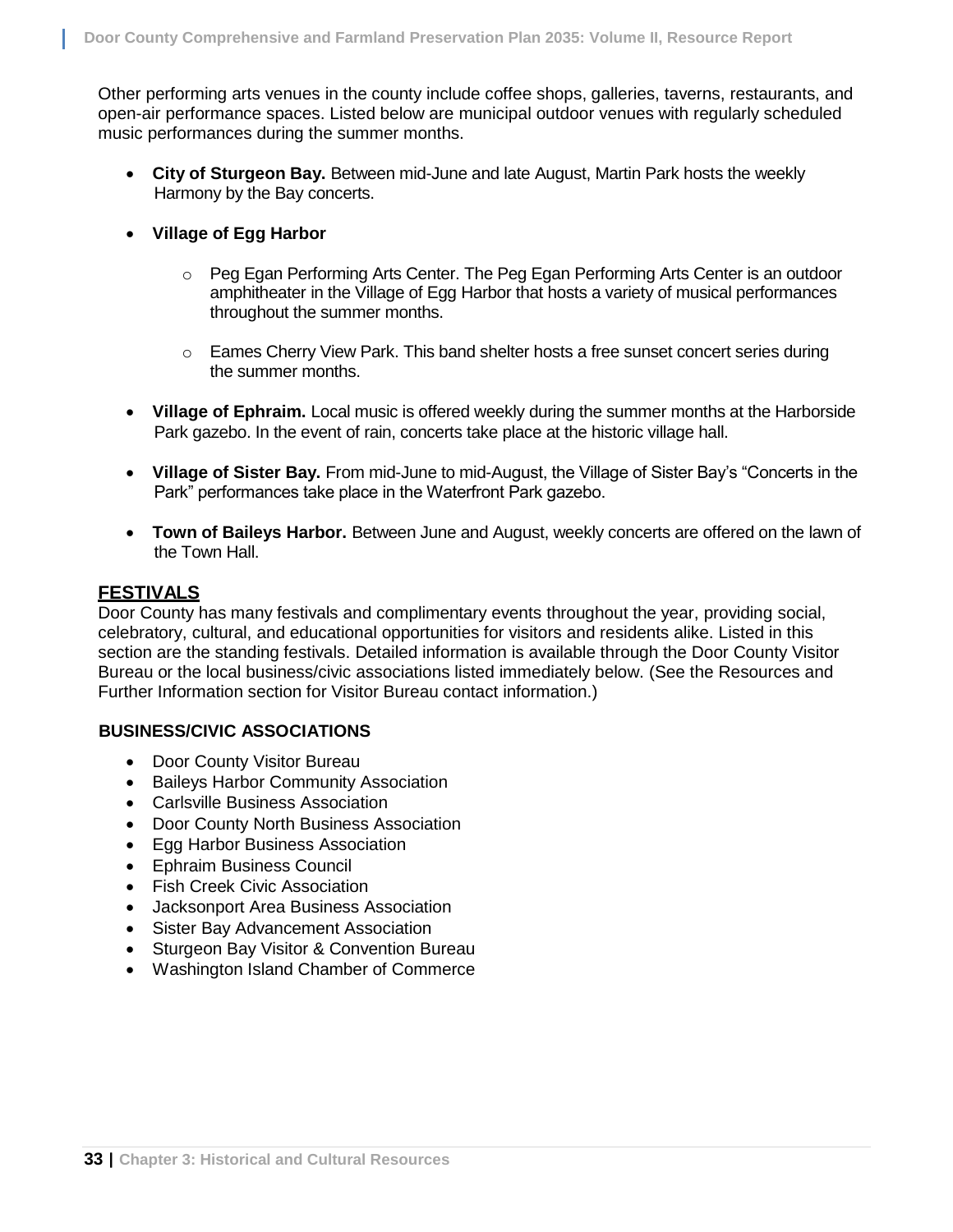Other performing arts venues in the county include coffee shops, galleries, taverns, restaurants, and open-air performance spaces. Listed below are municipal outdoor venues with regularly scheduled music performances during the summer months.

- **City of Sturgeon Bay.** Between mid-June and late August, Martin Park hosts the weekly Harmony by the Bay concerts.
- **Village of Egg Harbor**
  - Peg Egan Performing Arts Center. The Peg Egan Performing Arts Center is an outdoor amphitheater in the Village of Egg Harbor that hosts a variety of musical performances throughout the summer months.
  - Eames Cherry View Park. This band shelter hosts a free sunset concert series during the summer months.
- **Village of Ephraim.** Local music is offered weekly during the summer months at the Harborside Park gazebo. In the event of rain, concerts take place at the historic village hall.
- **Village of Sister Bay.** From mid-June to mid-August, the Village of Sister Bay's "Concerts in the Park" performances take place in the Waterfront Park gazebo.
- **Town of Baileys Harbor.** Between June and August, weekly concerts are offered on the lawn of the Town Hall.

## FESTIVALS

Door County has many festivals and complimentary events throughout the year, providing social, celebratory, cultural, and educational opportunities for visitors and residents alike. Listed in this section are the standing festivals. Detailed information is available through the Door County Visitor Bureau or the local business/civic associations listed immediately below. (See the Resources and Further Information section for Visitor Bureau contact information.)

### BUSINESS/CIVIC ASSOCIATIONS

- Door County Visitor Bureau
- Baileys Harbor Community Association
- Carlsville Business Association
- Door County North Business Association
- Egg Harbor Business Association
- Ephraim Business Council
- Fish Creek Civic Association
- Jacksonport Area Business Association
- Sister Bay Advancement Association
- Sturgeon Bay Visitor & Convention Bureau
- Washington Island Chamber of Commerce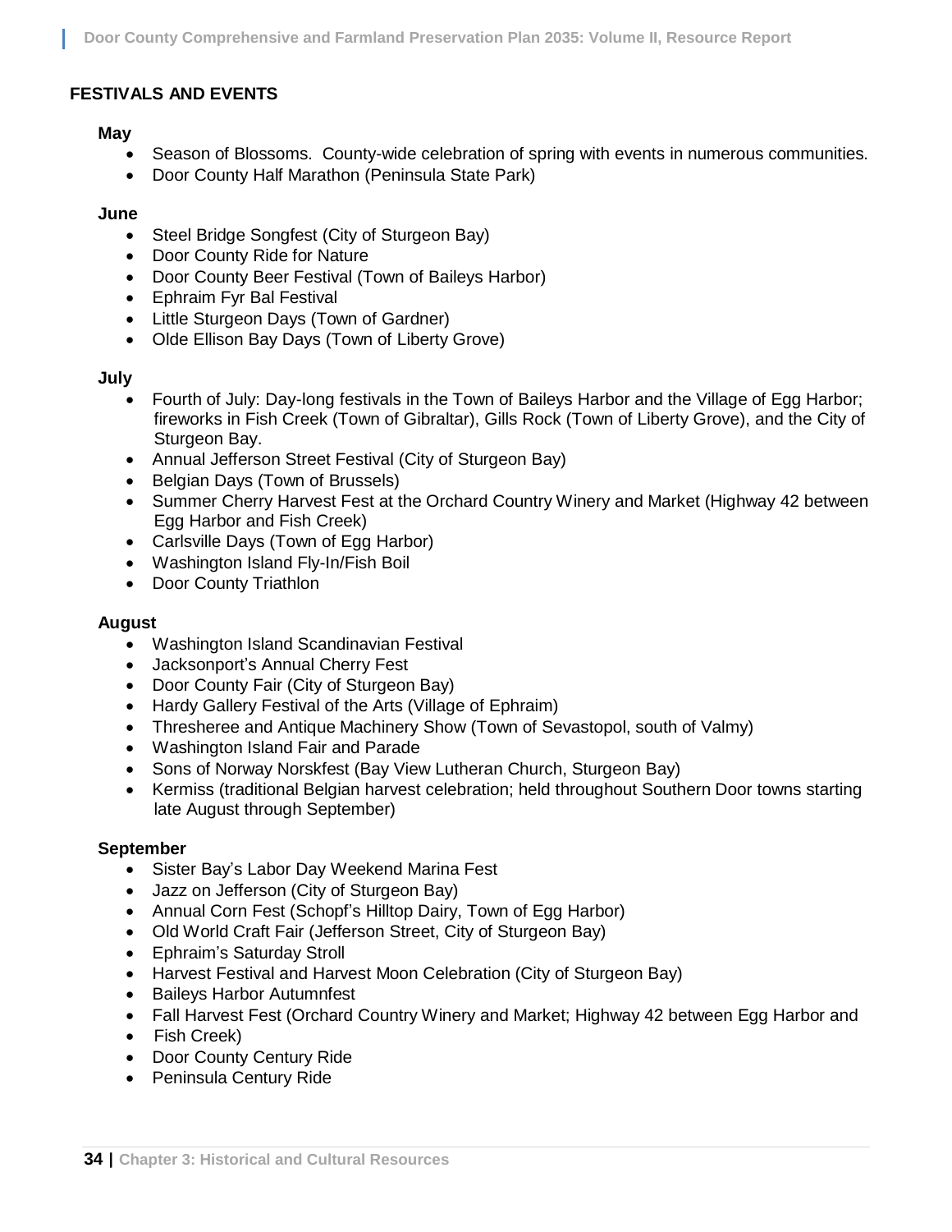## FESTIVALS AND EVENTS

**May**

- Season of Blossoms. County-wide celebration of spring with events in numerous communities.
- Door County Half Marathon (Peninsula State Park)

**June**

- Steel Bridge Songfest (City of Sturgeon Bay)
- Door County Ride for Nature
- Door County Beer Festival (Town of Baileys Harbor)
- Ephraim Fyr Bal Festival
- Little Sturgeon Days (Town of Gardner)
- Olde Ellison Bay Days (Town of Liberty Grove)

**July**

- Fourth of July: Day-long festivals in the Town of Baileys Harbor and the Village of Egg Harbor; fireworks in Fish Creek (Town of Gibraltar), Gills Rock (Town of Liberty Grove), and the City of Sturgeon Bay.
- Annual Jefferson Street Festival (City of Sturgeon Bay)
- Belgian Days (Town of Brussels)
- Summer Cherry Harvest Fest at the Orchard Country Winery and Market (Highway 42 between Egg Harbor and Fish Creek)
- Carlsville Days (Town of Egg Harbor)
- Washington Island Fly-In/Fish Boil
- Door County Triathlon

**August**

- Washington Island Scandinavian Festival
- Jacksonport's Annual Cherry Fest
- Door County Fair (City of Sturgeon Bay)
- Hardy Gallery Festival of the Arts (Village of Ephraim)
- Thresheree and Antique Machinery Show (Town of Sevastopol, south of Valmy)
- Washington Island Fair and Parade
- Sons of Norway Norskfest (Bay View Lutheran Church, Sturgeon Bay)
- Kermiss (traditional Belgian harvest celebration; held throughout Southern Door towns starting late August through September)

**September**

- Sister Bay's Labor Day Weekend Marina Fest
- Jazz on Jefferson (City of Sturgeon Bay)
- Annual Corn Fest (Schopf's Hilltop Dairy, Town of Egg Harbor)
- Old World Craft Fair (Jefferson Street, City of Sturgeon Bay)
- Ephraim's Saturday Stroll
- Harvest Festival and Harvest Moon Celebration (City of Sturgeon Bay)
- Baileys Harbor Autumnfest
- Fall Harvest Fest (Orchard Country Winery and Market; Highway 42 between Egg Harbor and
- Fish Creek)
- Door County Century Ride
- Peninsula Century Ride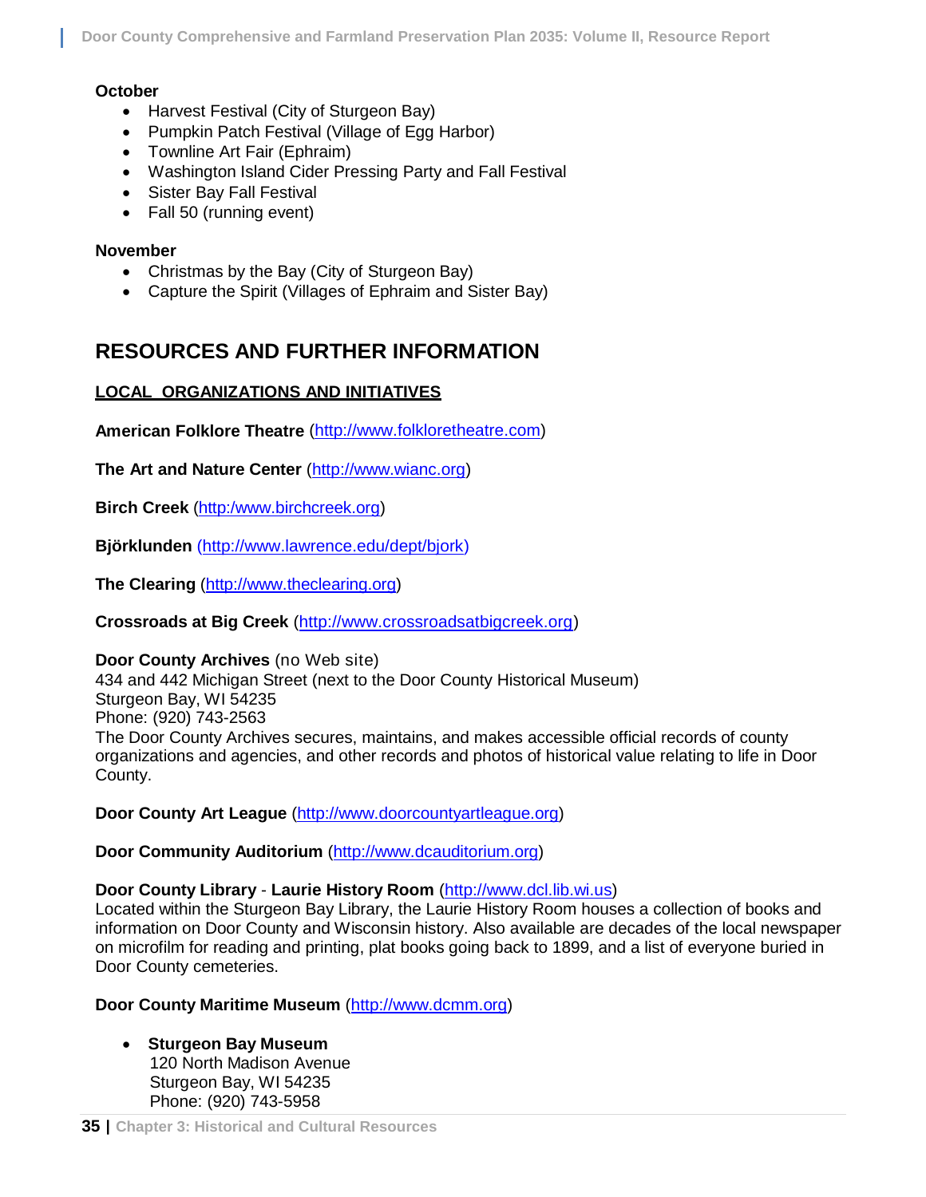**October**

- Harvest Festival (City of Sturgeon Bay)
- Pumpkin Patch Festival (Village of Egg Harbor)
- Townline Art Fair (Ephraim)
- Washington Island Cider Pressing Party and Fall Festival
- Sister Bay Fall Festival
- Fall 50 (running event)

**November**

- Christmas by the Bay (City of Sturgeon Bay)
- Capture the Spirit (Villages of Ephraim and Sister Bay)

## RESOURCES AND FURTHER INFORMATION

### LOCAL ORGANIZATIONS AND INITIATIVES

**American Folklore Theatre** (http://www.folkloretheatre.com)

**The Art and Nature Center** (http://www.wianc.org)

**Birch Creek** (http:/www.birchcreek.org)

**Björklunden** (http://www.lawrence.edu/dept/bjork)

**The Clearing** (http://www.theclearing.org)

**Crossroads at Big Creek** (http://www.crossroadsatbigcreek.org)

**Door County Archives** (no Web site)
434 and 442 Michigan Street (next to the Door County Historical Museum)
Sturgeon Bay, WI 54235
Phone: (920) 743-2563
The Door County Archives secures, maintains, and makes accessible official records of county organizations and agencies, and other records and photos of historical value relating to life in Door County.

**Door County Art League** (http://www.doorcountyartleague.org)

**Door Community Auditorium** (http://www.dcauditorium.org)

**Door County Library** - **Laurie History Room** (http://www.dcl.lib.wi.us)
Located within the Sturgeon Bay Library, the Laurie History Room houses a collection of books and information on Door County and Wisconsin history. Also available are decades of the local newspaper on microfilm for reading and printing, plat books going back to 1899, and a list of everyone buried in Door County cemeteries.

**Door County Maritime Museum** (http://www.dcmm.org)

- **Sturgeon Bay Museum**
  120 North Madison Avenue
  Sturgeon Bay, WI 54235
  Phone: (920) 743-5958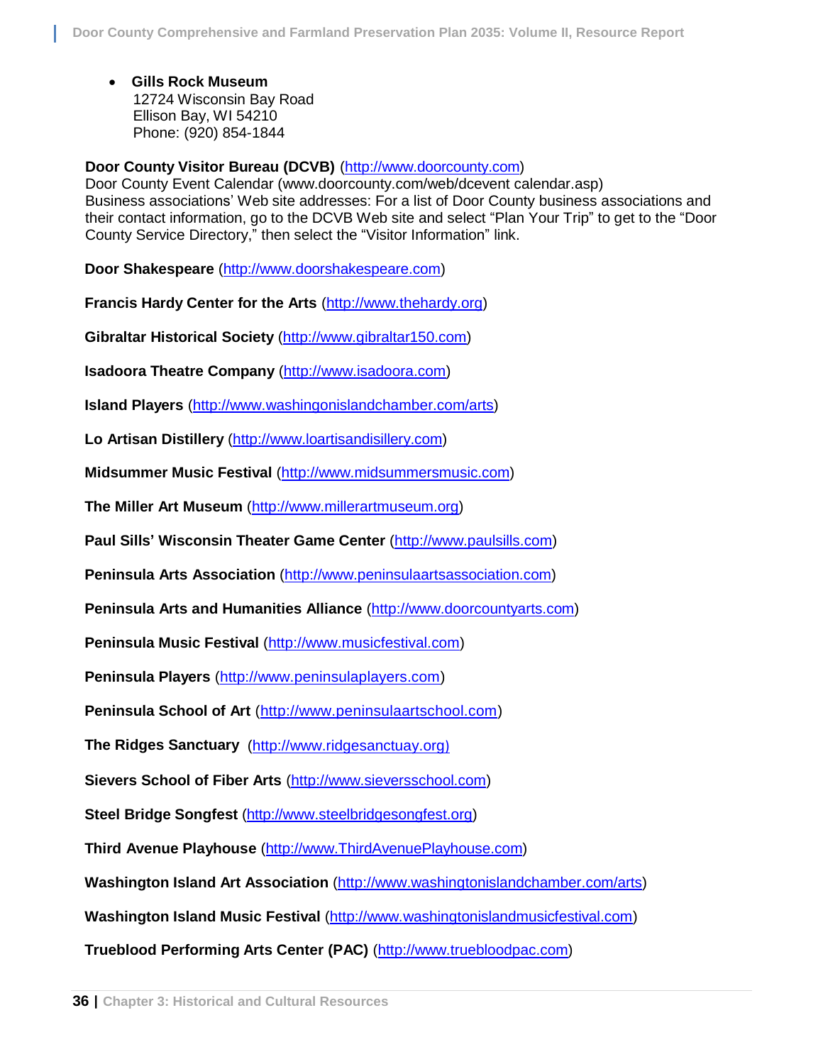- **Gills Rock Museum**
  12724 Wisconsin Bay Road
  Ellison Bay, WI 54210
  Phone: (920) 854-1844

**Door County Visitor Bureau (DCVB)** (http://www.doorcounty.com)
Door County Event Calendar (www.doorcounty.com/web/dcevent calendar.asp)
Business associations' Web site addresses: For a list of Door County business associations and their contact information, go to the DCVB Web site and select "Plan Your Trip" to get to the "Door County Service Directory," then select the "Visitor Information" link.

**Door Shakespeare** (http://www.doorshakespeare.com)

**Francis Hardy Center for the Arts** (http://www.thehardy.org)

**Gibraltar Historical Society** (http://www.gibraltar150.com)

**Isadoora Theatre Company** (http://www.isadoora.com)

**Island Players** (http://www.washingonislandchamber.com/arts)

**Lo Artisan Distillery** (http://www.loartisandisillery.com)

**Midsummer Music Festival** (http://www.midsummersmusic.com)

**The Miller Art Museum** (http://www.millerartmuseum.org)

**Paul Sills' Wisconsin Theater Game Center** (http://www.paulsills.com)

**Peninsula Arts Association** (http://www.peninsulaartsassociation.com)

**Peninsula Arts and Humanities Alliance** (http://www.doorcountyarts.com)

**Peninsula Music Festival** (http://www.musicfestival.com)

**Peninsula Players** (http://www.peninsulaplayers.com)

**Peninsula School of Art** (http://www.peninsulaartschool.com)

**The Ridges Sanctuary** (http://www.ridgesanctuay.org)

**Sievers School of Fiber Arts** (http://www.sieversschool.com)

**Steel Bridge Songfest** (http://www.steelbridgesongfest.org)

**Third Avenue Playhouse** (http://www.ThirdAvenuePlayhouse.com)

**Washington Island Art Association** (http://www.washingtonislandchamber.com/arts)

**Washington Island Music Festival** (http://www.washingtonislandmusicfestival.com)

**Trueblood Performing Arts Center (PAC)** (http://www.truebloodpac.com)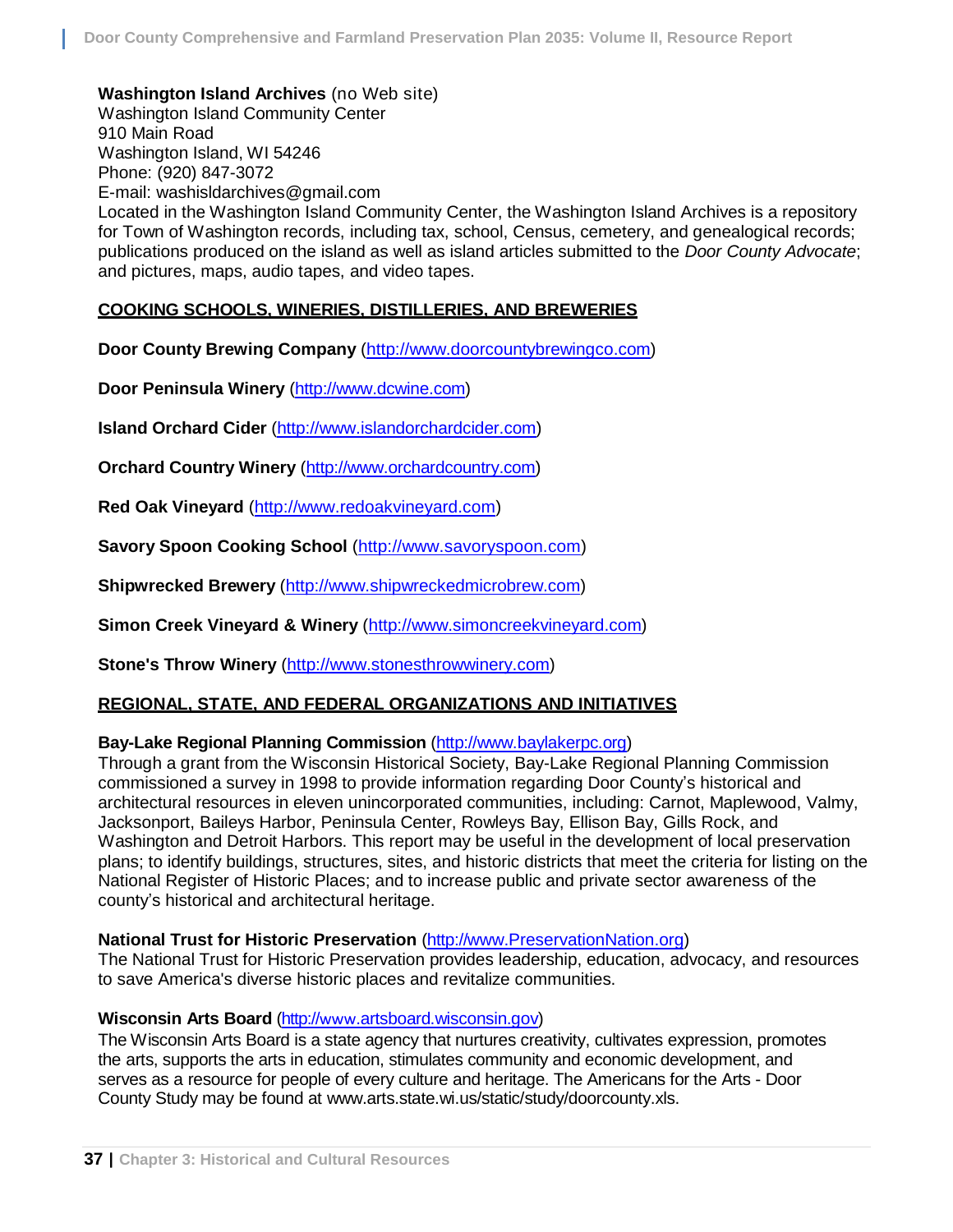**Washington Island Archives** (no Web site)
Washington Island Community Center
910 Main Road
Washington Island, WI 54246
Phone: (920) 847-3072
E-mail: washisldarchives@gmail.com
Located in the Washington Island Community Center, the Washington Island Archives is a repository for Town of Washington records, including tax, school, Census, cemetery, and genealogical records; publications produced on the island as well as island articles submitted to the *Door County Advocate*; and pictures, maps, audio tapes, and video tapes.

## COOKING SCHOOLS, WINERIES, DISTILLERIES, AND BREWERIES

**Door County Brewing Company** (http://www.doorcountybrewingco.com)

**Door Peninsula Winery** (http://www.dcwine.com)

**Island Orchard Cider** (http://www.islandorchardcider.com)

**Orchard Country Winery** (http://www.orchardcountry.com)

**Red Oak Vineyard** (http://www.redoakvineyard.com)

**Savory Spoon Cooking School** (http://www.savoryspoon.com)

**Shipwrecked Brewery** (http://www.shipwreckedmicrobrew.com)

**Simon Creek Vineyard & Winery** (http://www.simoncreekvineyard.com)

**Stone's Throw Winery** (http://www.stonesthrowwinery.com)

## REGIONAL, STATE, AND FEDERAL ORGANIZATIONS AND INITIATIVES

**Bay-Lake Regional Planning Commission** (http://www.baylakerpc.org)
Through a grant from the Wisconsin Historical Society, Bay-Lake Regional Planning Commission commissioned a survey in 1998 to provide information regarding Door County's historical and architectural resources in eleven unincorporated communities, including: Carnot, Maplewood, Valmy, Jacksonport, Baileys Harbor, Peninsula Center, Rowleys Bay, Ellison Bay, Gills Rock, and Washington and Detroit Harbors. This report may be useful in the development of local preservation plans; to identify buildings, structures, sites, and historic districts that meet the criteria for listing on the National Register of Historic Places; and to increase public and private sector awareness of the county's historical and architectural heritage.

**National Trust for Historic Preservation** (http://www.PreservationNation.org)
The National Trust for Historic Preservation provides leadership, education, advocacy, and resources to save America's diverse historic places and revitalize communities.

**Wisconsin Arts Board** (http://www.artsboard.wisconsin.gov)
The Wisconsin Arts Board is a state agency that nurtures creativity, cultivates expression, promotes the arts, supports the arts in education, stimulates community and economic development, and serves as a resource for people of every culture and heritage. The Americans for the Arts - Door County Study may be found at www.arts.state.wi.us/static/study/doorcounty.xls.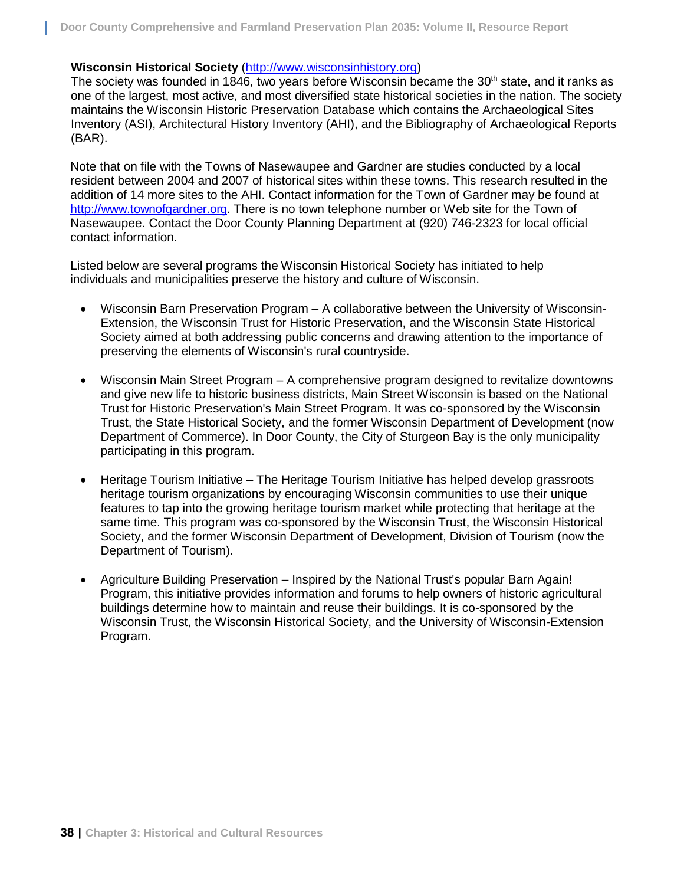**Wisconsin Historical Society** (http://www.wisconsinhistory.org)
The society was founded in 1846, two years before Wisconsin became the 30th state, and it ranks as one of the largest, most active, and most diversified state historical societies in the nation. The society maintains the Wisconsin Historic Preservation Database which contains the Archaeological Sites Inventory (ASI), Architectural History Inventory (AHI), and the Bibliography of Archaeological Reports (BAR).

Note that on file with the Towns of Nasewaupee and Gardner are studies conducted by a local resident between 2004 and 2007 of historical sites within these towns. This research resulted in the addition of 14 more sites to the AHI. Contact information for the Town of Gardner may be found at http://www.townofgardner.org. There is no town telephone number or Web site for the Town of Nasewaupee. Contact the Door County Planning Department at (920) 746-2323 for local official contact information.

Listed below are several programs the Wisconsin Historical Society has initiated to help individuals and municipalities preserve the history and culture of Wisconsin.

- Wisconsin Barn Preservation Program – A collaborative between the University of Wisconsin-Extension, the Wisconsin Trust for Historic Preservation, and the Wisconsin State Historical Society aimed at both addressing public concerns and drawing attention to the importance of preserving the elements of Wisconsin's rural countryside.

- Wisconsin Main Street Program – A comprehensive program designed to revitalize downtowns and give new life to historic business districts, Main Street Wisconsin is based on the National Trust for Historic Preservation's Main Street Program. It was co-sponsored by the Wisconsin Trust, the State Historical Society, and the former Wisconsin Department of Development (now Department of Commerce). In Door County, the City of Sturgeon Bay is the only municipality participating in this program.

- Heritage Tourism Initiative – The Heritage Tourism Initiative has helped develop grassroots heritage tourism organizations by encouraging Wisconsin communities to use their unique features to tap into the growing heritage tourism market while protecting that heritage at the same time. This program was co-sponsored by the Wisconsin Trust, the Wisconsin Historical Society, and the former Wisconsin Department of Development, Division of Tourism (now the Department of Tourism).

- Agriculture Building Preservation – Inspired by the National Trust's popular Barn Again! Program, this initiative provides information and forums to help owners of historic agricultural buildings determine how to maintain and reuse their buildings. It is co-sponsored by the Wisconsin Trust, the Wisconsin Historical Society, and the University of Wisconsin-Extension Program.